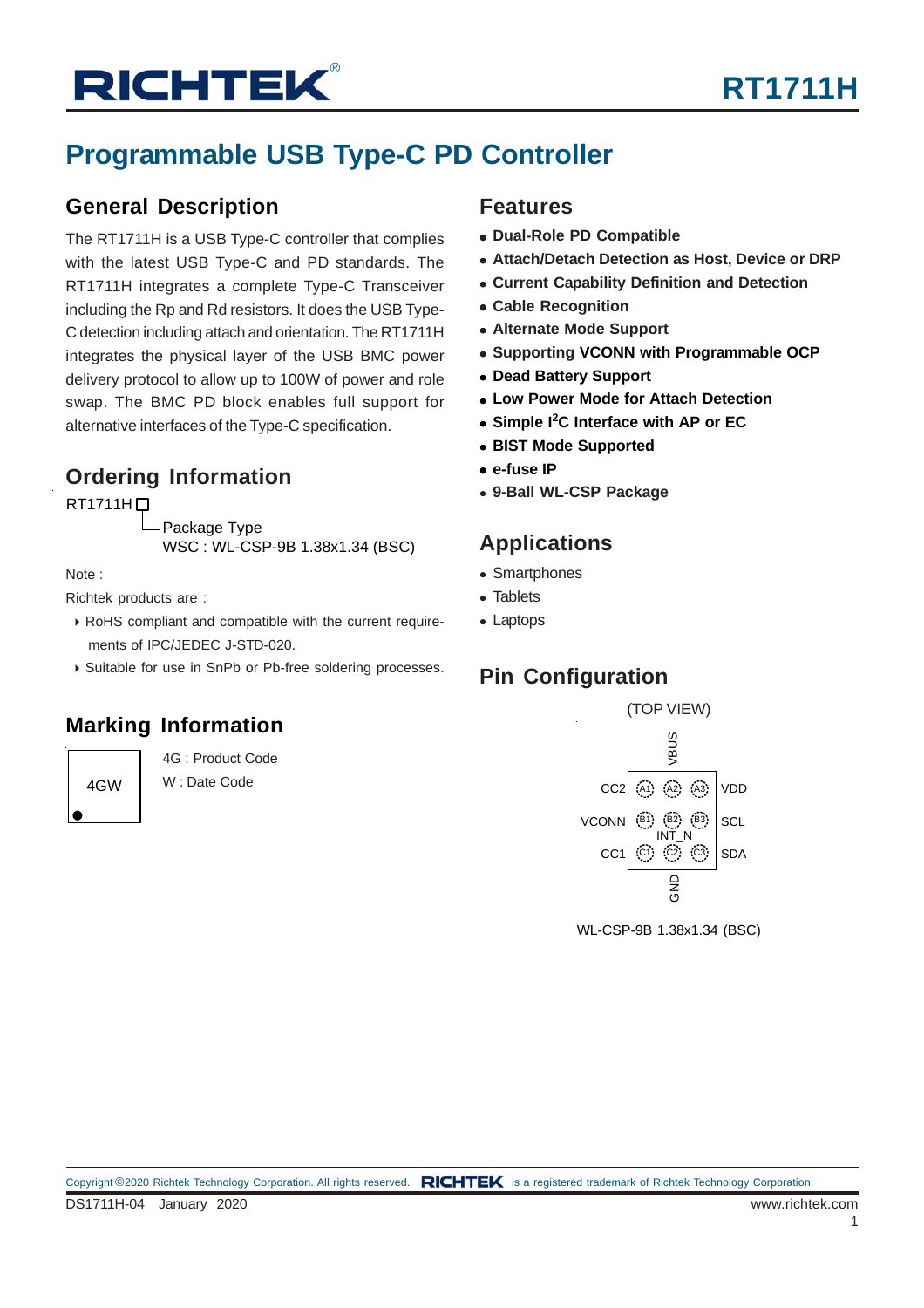# RT1711H

## Programmable USB Type-C PD Controller

### General Description

The RT1711H is a USB Type-C controller that complies with the latest USB Type-C and PD standards. The RT1711H integrates a complete Type-C Transceiver including the Rp and Rd resistors. It does the USB Type-C detection including attach and orientation. The RT1711H integrates the physical layer of the USB BMC power delivery protocol to allow up to 100W of power and role swap. The BMC PD block enables full support for alternative interfaces of the Type-C specification.

### Ordering Information

RT1711H□
- Package Type
  WSC : WL-CSP-9B 1.38x1.34 (BSC)

Note :

Richtek products are :

- RoHS compliant and compatible with the current requirements of IPC/JEDEC J-STD-020.
- Suitable for use in SnPb or Pb-free soldering processes.

### Marking Information

4GW

4G : Product Code

W : Date Code

### Features

- **Dual-Role PD Compatible**
- **Attach/Detach Detection as Host, Device or DRP**
- **Current Capability Definition and Detection**
- **Cable Recognition**
- **Alternate Mode Support**
- **Supporting VCONN with Programmable OCP**
- **Dead Battery Support**
- **Low Power Mode for Attach Detection**
- **Simple $I^2C$ Interface with AP or EC**
- **BIST Mode Supported**
- **e-fuse IP**
- **9-Ball WL-CSP Package**

### Applications

- Smartphones
- Tablets
- Laptops

### Pin Configuration

(TOP VIEW)

| | 1 | 2 | 3 | |
|---|---|---|---|---|
| CC2 | A1 | A2 (VBUS) | A3 | VDD |
| VCONN | B1 | B2 (INT_N) | B3 | SCL |
| CC1 | C1 | C2 (GND) | C3 | SDA |

WL-CSP-9B 1.38x1.34 (BSC)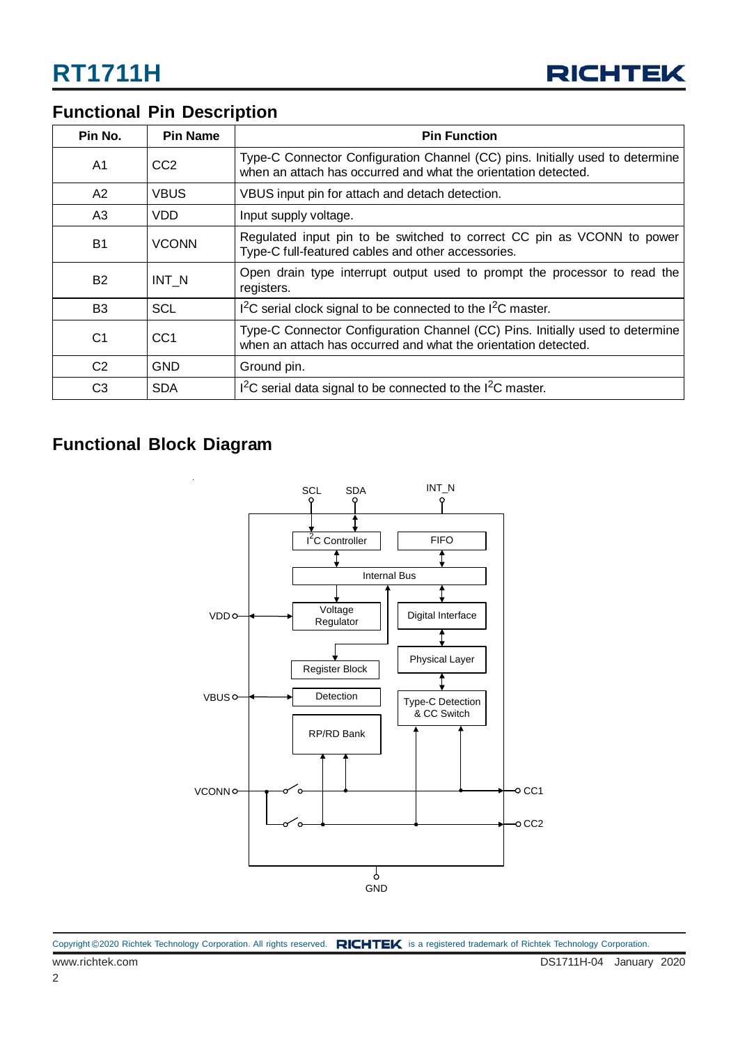## Functional Pin Description

| Pin No. | Pin Name | Pin Function |
|---|---|---|
| A1 | CC2 | Type-C Connector Configuration Channel (CC) pins. Initially used to determine when an attach has occurred and what the orientation detected. |
| A2 | VBUS | VBUS input pin for attach and detach detection. |
| A3 | VDD | Input supply voltage. |
| B1 | VCONN | Regulated input pin to be switched to correct CC pin as VCONN to power Type-C full-featured cables and other accessories. |
| B2 | INT_N | Open drain type interrupt output used to prompt the processor to read the registers. |
| B3 | SCL | $I^2C$ serial clock signal to be connected to the $I^2C$ master. |
| C1 | CC1 | Type-C Connector Configuration Channel (CC) Pins. Initially used to determine when an attach has occurred and what the orientation detected. |
| C2 | GND | Ground pin. |
| C3 | SDA | $I^2C$ serial data signal to be connected to the $I^2C$ master. |

## Functional Block Diagram

SCL, SDA, INT_N, $I^2C$ Controller, FIFO, Internal Bus, VDD, Voltage Regulator, Digital Interface, Physical Layer, Register Block, VBUS, Detection, Type-C Detection & CC Switch, RP/RD Bank, VCONN, CC1, CC2, GND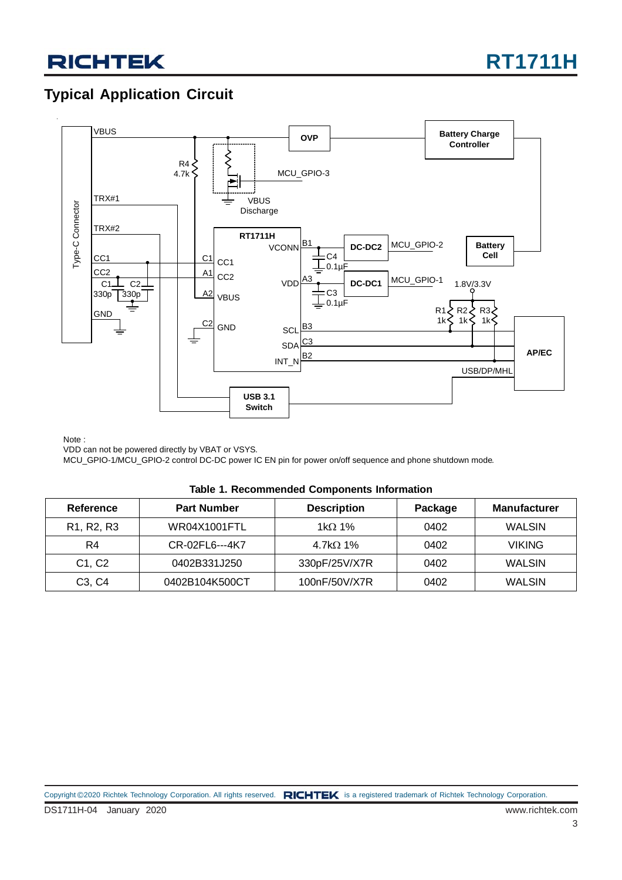## Typical Application Circuit

Note :

VDD can not be powered directly by VBAT or VSYS.

MCU_GPIO-1/MCU_GPIO-2 control DC-DC power IC EN pin for power on/off sequence and phone shutdown mode.

**Table 1. Recommended Components Information**

| Reference | Part Number | Description | Package | Manufacturer |
|---|---|---|---|---|
| R1, R2, R3 | WR04X1001FTL | 1kΩ 1% | 0402 | WALSIN |
| R4 | CR-02FL6---4K7 | 4.7kΩ 1% | 0402 | VIKING |
| C1, C2 | 0402B331J250 | 330pF/25V/X7R | 0402 | WALSIN |
| C3, C4 | 0402B104K500CT | 100nF/50V/X7R | 0402 | WALSIN |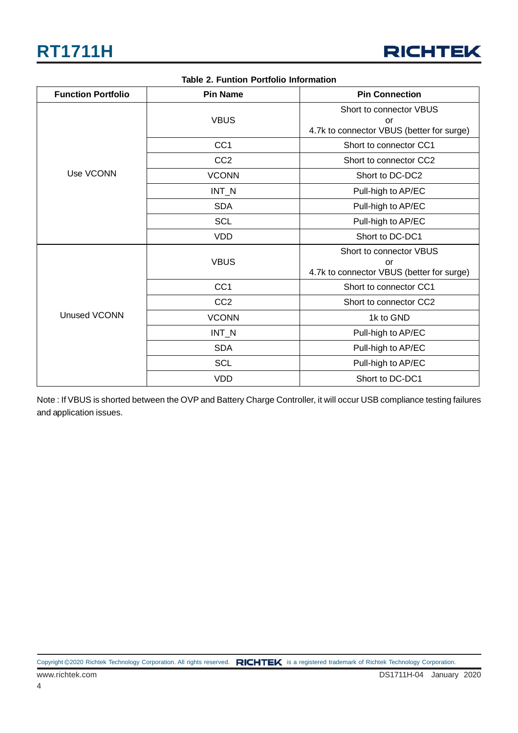**Table 2. Funtion Portfolio Information**

| Function Portfolio | Pin Name | Pin Connection |
|---|---|---|
| Use VCONN | VBUS | Short to connector VBUS or 4.7k to connector VBUS (better for surge) |
| | CC1 | Short to connector CC1 |
| | CC2 | Short to connector CC2 |
| | VCONN | Short to DC-DC2 |
| | INT_N | Pull-high to AP/EC |
| | SDA | Pull-high to AP/EC |
| | SCL | Pull-high to AP/EC |
| | VDD | Short to DC-DC1 |
| Unused VCONN | VBUS | Short to connector VBUS or 4.7k to connector VBUS (better for surge) |
| | CC1 | Short to connector CC1 |
| | CC2 | Short to connector CC2 |
| | VCONN | 1k to GND |
| | INT_N | Pull-high to AP/EC |
| | SDA | Pull-high to AP/EC |
| | SCL | Pull-high to AP/EC |
| | VDD | Short to DC-DC1 |

Note : If VBUS is shorted between the OVP and Battery Charge Controller, it will occur USB compliance testing failures and application issues.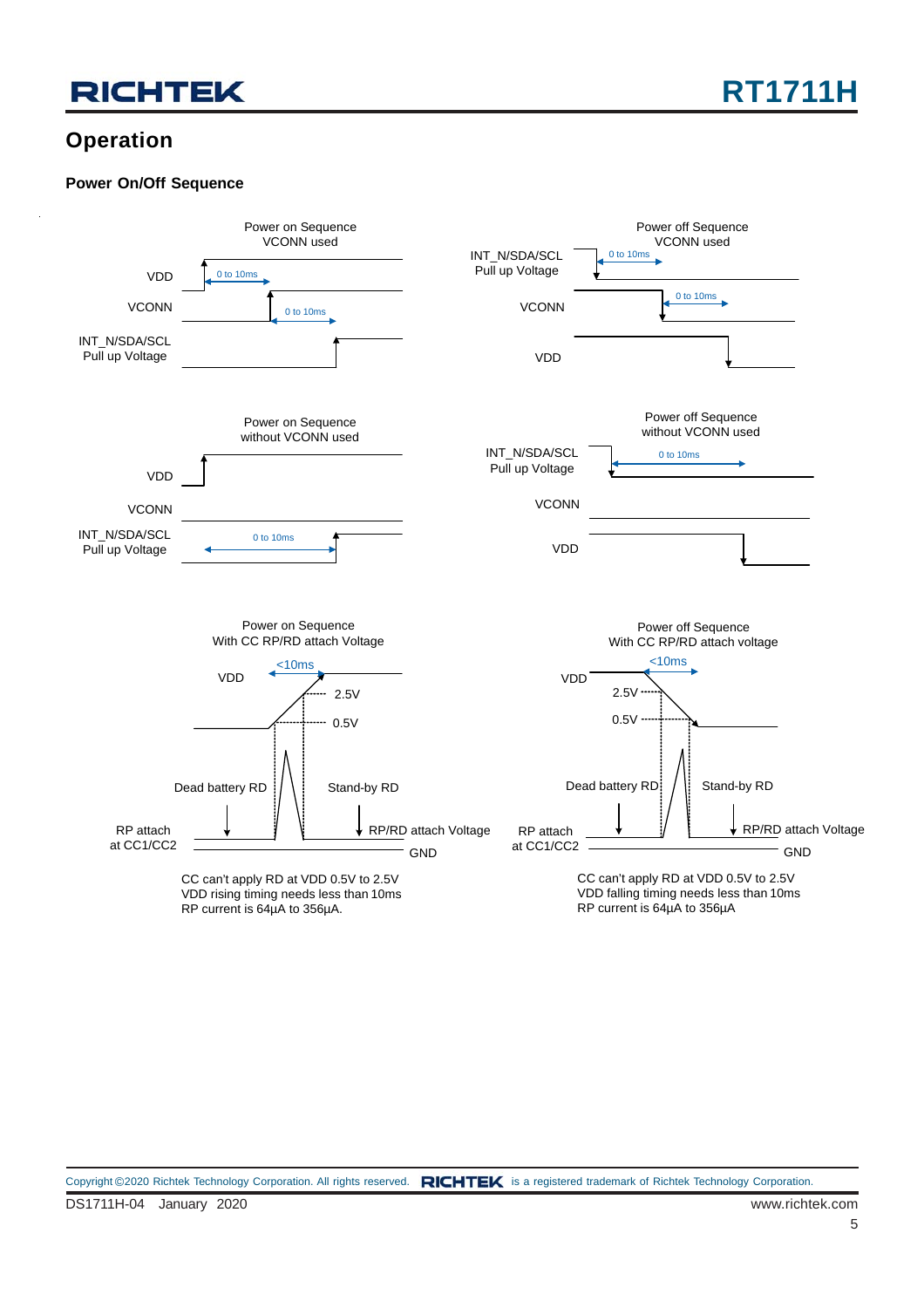## Operation

### Power On/Off Sequence

Power on Sequence
VCONN used

VDD

0 to 10ms

VCONN

0 to 10ms

INT_N/SDA/SCL
Pull up Voltage

Power off Sequence
VCONN used

INT_N/SDA/SCL
Pull up Voltage

0 to 10ms

VCONN

0 to 10ms

VDD

Power on Sequence
without VCONN used

VDD

VCONN

INT_N/SDA/SCL
Pull up Voltage

0 to 10ms

Power off Sequence
without VCONN used

INT_N/SDA/SCL
Pull up Voltage

0 to 10ms

VCONN

VDD

Power on Sequence
With CC RP/RD attach Voltage

<10ms

VDD

2.5V

0.5V

Dead battery RD

Stand-by RD

RP attach
at CC1/CC2

RP/RD attach Voltage

GND

CC can't apply RD at VDD 0.5V to 2.5V
VDD rising timing needs less than 10ms
RP current is 64μA to 356μA.

Power off Sequence
With CC RP/RD attach voltage

<10ms

VDD

2.5V

0.5V

Dead battery RD

Stand-by RD

RP attach
at CC1/CC2

RP/RD attach Voltage

GND

CC can't apply RD at VDD 0.5V to 2.5V
VDD falling timing needs less than 10ms
RP current is 64μA to 356μA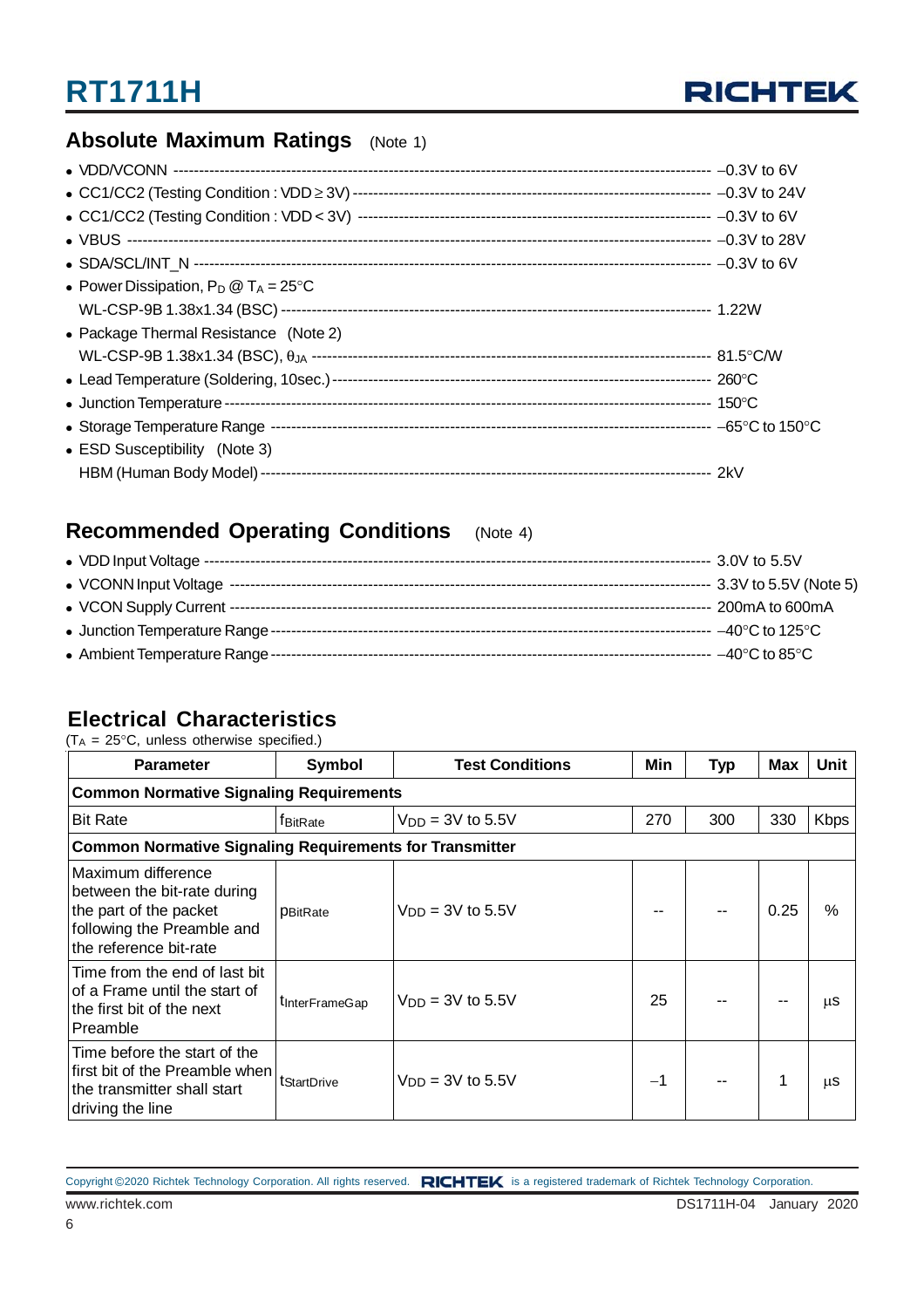## Absolute Maximum Ratings (Note 1)

- VDD/VCONN ---------------------------------------------------------------------------------------------------- –0.3V to 6V
- CC1/CC2 (Testing Condition : VDD ≥ 3V) ------------------------------------------------------------------------- –0.3V to 24V
- CC1/CC2 (Testing Condition : VDD < 3V) ------------------------------------------------------------------------- –0.3V to 6V
- VBUS ---------------------------------------------------------------------------------------------------------- –0.3V to 28V
- SDA/SCL/INT_N ------------------------------------------------------------------------------------------------- –0.3V to 6V
- Power Dissipation, $P_D$ @ $T_A$ = 25°C
  WL-CSP-9B 1.38x1.34 (BSC) --------------------------------------------------------------------------------- 1.22W
- Package Thermal Resistance (Note 2)
  WL-CSP-9B 1.38x1.34 (BSC), $\theta_{JA}$ ---------------------------------------------------------------------- 81.5°C/W
- Lead Temperature (Soldering, 10sec.) ------------------------------------------------------------------------ 260°C
- Junction Temperature ------------------------------------------------------------------------------------------ 150°C
- Storage Temperature Range ------------------------------------------------------------------------------------ –65°C to 150°C
- ESD Susceptibility (Note 3)
  HBM (Human Body Model) -------------------------------------------------------------------------------------- 2kV

## Recommended Operating Conditions (Note 4)

- VDD Input Voltage --------------------------------------------------------------------------------------------- 3.0V to 5.5V
- VCONN Input Voltage ------------------------------------------------------------------------------------------- 3.3V to 5.5V (Note 5)
- VCON Supply Current ------------------------------------------------------------------------------------------- 200mA to 600mA
- Junction Temperature Range ---------------------------------------------------------------------------------- –40°C to 125°C
- Ambient Temperature Range ---------------------------------------------------------------------------------- –40°C to 85°C

## Electrical Characteristics

($T_A$ = 25°C, unless otherwise specified.)

| Parameter | Symbol | Test Conditions | Min | Typ | Max | Unit |
|---|---|---|---|---|---|---|
| **Common Normative Signaling Requirements** | | | | | | |
| Bit Rate | $f_{BitRate}$ | $V_{DD}$ = 3V to 5.5V | 270 | 300 | 330 | Kbps |
| **Common Normative Signaling Requirements for Transmitter** | | | | | | |
| Maximum difference between the bit-rate during the part of the packet following the Preamble and the reference bit-rate | $p_{BitRate}$ | $V_{DD}$ = 3V to 5.5V | -- | -- | 0.25 | % |
| Time from the end of last bit of a Frame until the start of the first bit of the next Preamble | $t_{InterFrameGap}$ | $V_{DD}$ = 3V to 5.5V | 25 | -- | -- | μs |
| Time before the start of the first bit of the Preamble when the transmitter shall start driving the line | $t_{StartDrive}$ | $V_{DD}$ = 3V to 5.5V | −1 | -- | 1 | μs |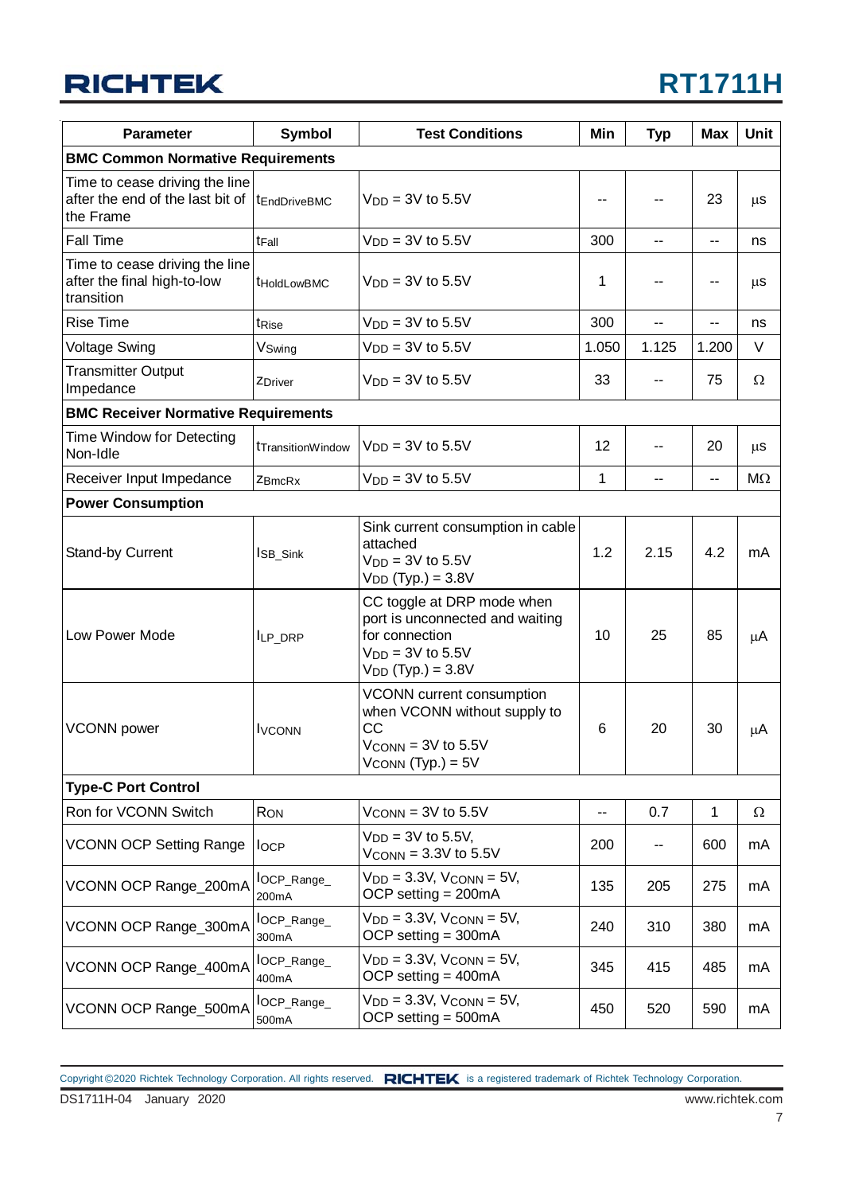| Parameter | Symbol | Test Conditions | Min | Typ | Max | Unit |
|---|---|---|---|---|---|---|
| **BMC Common Normative Requirements** | | | | | | |
| Time to cease driving the line after the end of the last bit of the Frame | $t_{EndDriveBMC}$ | $V_{DD}$ = 3V to 5.5V | -- | -- | 23 | μs |
| Fall Time | $t_{Fall}$ | $V_{DD}$ = 3V to 5.5V | 300 | -- | -- | ns |
| Time to cease driving the line after the final high-to-low transition | $t_{HoldLowBMC}$ | $V_{DD}$ = 3V to 5.5V | 1 | -- | -- | μs |
| Rise Time | $t_{Rise}$ | $V_{DD}$ = 3V to 5.5V | 300 | -- | -- | ns |
| Voltage Swing | $V_{Swing}$ | $V_{DD}$ = 3V to 5.5V | 1.050 | 1.125 | 1.200 | V |
| Transmitter Output Impedance | $z_{Driver}$ | $V_{DD}$ = 3V to 5.5V | 33 | -- | 75 | Ω |
| **BMC Receiver Normative Requirements** | | | | | | |
| Time Window for Detecting Non-Idle | $t_{TransitionWindow}$ | $V_{DD}$ = 3V to 5.5V | 12 | -- | 20 | μs |
| Receiver Input Impedance | $z_{BmcRx}$ | $V_{DD}$ = 3V to 5.5V | 1 | -- | -- | MΩ |
| **Power Consumption** | | | | | | |
| Stand-by Current | $I_{SB\_Sink}$ | Sink current consumption in cable attached $V_{DD}$ = 3V to 5.5V $V_{DD}$ (Typ.) = 3.8V | 1.2 | 2.15 | 4.2 | mA |
| Low Power Mode | $I_{LP\_DRP}$ | CC toggle at DRP mode when port is unconnected and waiting for connection $V_{DD}$ = 3V to 5.5V $V_{DD}$ (Typ.) = 3.8V | 10 | 25 | 85 | μA |
| VCONN power | $I_{VCONN}$ | VCONN current consumption when VCONN without supply to CC $V_{CONN}$ = 3V to 5.5V $V_{CONN}$ (Typ.) = 5V | 6 | 20 | 30 | μA |
| **Type-C Port Control** | | | | | | |
| Ron for VCONN Switch | $R_{ON}$ | $V_{CONN}$ = 3V to 5.5V | -- | 0.7 | 1 | Ω |
| VCONN OCP Setting Range | $I_{OCP}$ | $V_{DD}$ = 3V to 5.5V, $V_{CONN}$ = 3.3V to 5.5V | 200 | -- | 600 | mA |
| VCONN OCP Range_200mA | $I_{OCP\_Range\_200mA}$ | $V_{DD}$ = 3.3V, $V_{CONN}$ = 5V, OCP setting = 200mA | 135 | 205 | 275 | mA |
| VCONN OCP Range_300mA | $I_{OCP\_Range\_300mA}$ | $V_{DD}$ = 3.3V, $V_{CONN}$ = 5V, OCP setting = 300mA | 240 | 310 | 380 | mA |
| VCONN OCP Range_400mA | $I_{OCP\_Range\_400mA}$ | $V_{DD}$ = 3.3V, $V_{CONN}$ = 5V, OCP setting = 400mA | 345 | 415 | 485 | mA |
| VCONN OCP Range_500mA | $I_{OCP\_Range\_500mA}$ | $V_{DD}$ = 3.3V, $V_{CONN}$ = 5V, OCP setting = 500mA | 450 | 520 | 590 | mA |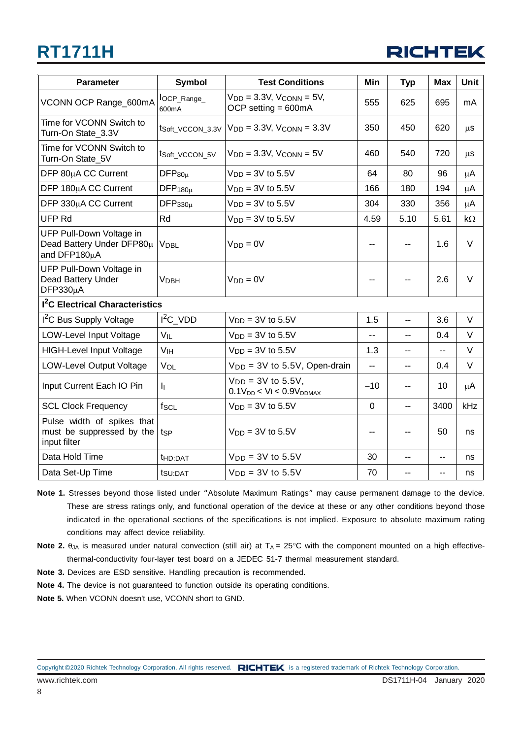| Parameter | Symbol | Test Conditions | Min | Typ | Max | Unit |
|---|---|---|---|---|---|---|
| VCONN OCP Range_600mA | $I_{OCP\_Range\_600mA}$ | $V_{DD}$ = 3.3V, $V_{CONN}$ = 5V, OCP setting = 600mA | 555 | 625 | 695 | mA |
| Time for VCONN Switch to Turn-On State_3.3V | $t_{Soft\_VCCON\_3.3V}$ | $V_{DD}$ = 3.3V, $V_{CONN}$ = 3.3V | 350 | 450 | 620 | μs |
| Time for VCONN Switch to Turn-On State_5V | $t_{Soft\_VCCON\_5V}$ | $V_{DD}$ = 3.3V, $V_{CONN}$ = 5V | 460 | 540 | 720 | μs |
| DFP 80μA CC Current | $DFP_{80\mu}$ | $V_{DD}$ = 3V to 5.5V | 64 | 80 | 96 | μA |
| DFP 180μA CC Current | $DFP_{180\mu}$ | $V_{DD}$ = 3V to 5.5V | 166 | 180 | 194 | μA |
| DFP 330μA CC Current | $DFP_{330\mu}$ | $V_{DD}$ = 3V to 5.5V | 304 | 330 | 356 | μA |
| UFP Rd | Rd | $V_{DD}$ = 3V to 5.5V | 4.59 | 5.10 | 5.61 | kΩ |
| UFP Pull-Down Voltage in Dead Battery Under DFP80μ and DFP180μA | $V_{DBL}$ | $V_{DD}$ = 0V | -- | -- | 1.6 | V |
| UFP Pull-Down Voltage in Dead Battery Under DFP330μA | $V_{DBH}$ | $V_{DD}$ = 0V | -- | -- | 2.6 | V |
| **I²C Electrical Characteristics** | | | | | | |
| I²C Bus Supply Voltage | I²C_VDD | $V_{DD}$ = 3V to 5.5V | 1.5 | -- | 3.6 | V |
| LOW-Level Input Voltage | $V_{IL}$ | $V_{DD}$ = 3V to 5.5V | -- | -- | 0.4 | V |
| HIGH-Level Input Voltage | $V_{IH}$ | $V_{DD}$ = 3V to 5.5V | 1.3 | -- | -- | V |
| LOW-Level Output Voltage | $V_{OL}$ | $V_{DD}$ = 3V to 5.5V, Open-drain | -- | -- | 0.4 | V |
| Input Current Each IO Pin | $I_I$ | $V_{DD}$ = 3V to 5.5V, $0.1V_{DD} < V_I < 0.9V_{DDMAX}$ | −10 | -- | 10 | μA |
| SCL Clock Frequency | $f_{SCL}$ | $V_{DD}$ = 3V to 5.5V | 0 | -- | 3400 | kHz |
| Pulse width of spikes that must be suppressed by the input filter | $t_{SP}$ | $V_{DD}$ = 3V to 5.5V | -- | -- | 50 | ns |
| Data Hold Time | $t_{HD:DAT}$ | $V_{DD}$ = 3V to 5.5V | 30 | -- | -- | ns |
| Data Set-Up Time | $t_{SU:DAT}$ | $V_{DD}$ = 3V to 5.5V | 70 | -- | -- | ns |

**Note 1.** Stresses beyond those listed under "Absolute Maximum Ratings" may cause permanent damage to the device. These are stress ratings only, and functional operation of the device at these or any other conditions beyond those indicated in the operational sections of the specifications is not implied. Exposure to absolute maximum rating conditions may affect device reliability.

**Note 2.** $\theta_{JA}$ is measured under natural convection (still air) at $T_A$ = 25°C with the component mounted on a high effective-thermal-conductivity four-layer test board on a JEDEC 51-7 thermal measurement standard.

**Note 3.** Devices are ESD sensitive. Handling precaution is recommended.

**Note 4.** The device is not guaranteed to function outside its operating conditions.

**Note 5.** When VCONN doesn't use, VCONN short to GND.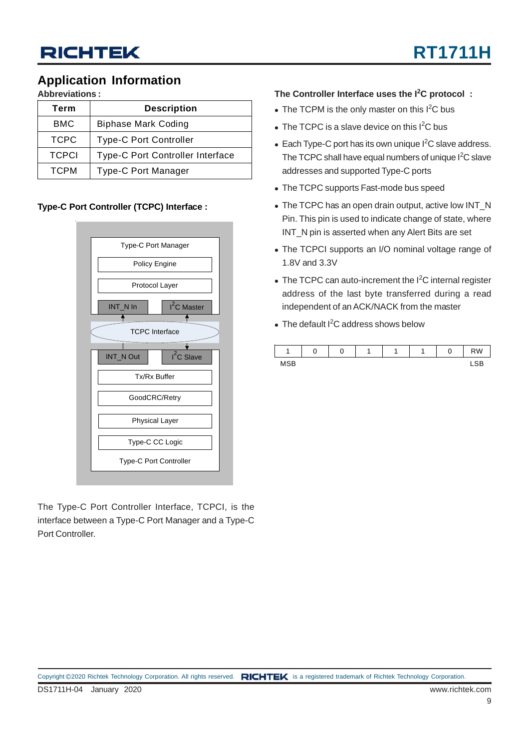## Application Information

**Abbreviations :**

| Term | Description |
|---|---|
| BMC | Biphase Mark Coding |
| TCPC | Type-C Port Controller |
| TCPCI | Type-C Port Controller Interface |
| TCPM | Type-C Port Manager |

**Type-C Port Controller (TCPC) Interface :**

Type-C Port Manager
- Policy Engine
- Protocol Layer
- INT_N In
- $I^2C$ Master

TCPC Interface

- INT_N Out
- $I^2C$ Slave
- Tx/Rx Buffer
- GoodCRC/Retry
- Physical Layer
- Type-C CC Logic

Type-C Port Controller

The Type-C Port Controller Interface, TCPCI, is the interface between a Type-C Port Manager and a Type-C Port Controller.

**The Controller Interface uses the $I^2C$ protocol :**

- The TCPM is the only master on this $I^2C$ bus
- The TCPC is a slave device on this $I^2C$ bus
- Each Type-C port has its own unique $I^2C$ slave address. The TCPC shall have equal numbers of unique $I^2C$ slave addresses and supported Type-C ports
- The TCPC supports Fast-mode bus speed
- The TCPC has an open drain output, active low INT_N Pin. This pin is used to indicate change of state, where INT_N pin is asserted when any Alert Bits are set
- The TCPCI supports an I/O nominal voltage range of 1.8V and 3.3V
- The TCPC can auto-increment the $I^2C$ internal register address of the last byte transferred during a read independent of an ACK/NACK from the master
- The default $I^2C$ address shows below

| 1 | 0 | 0 | 1 | 1 | 1 | 0 | RW |
|---|---|---|---|---|---|---|---|
| MSB | | | | | | | LSB |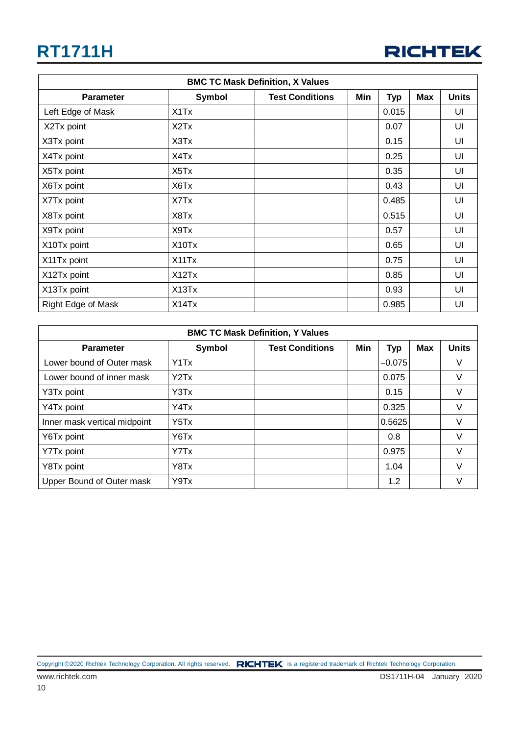| BMC TC Mask Definition, X Values | | | | | | |
|---|---|---|---|---|---|---|
| **Parameter** | **Symbol** | **Test Conditions** | **Min** | **Typ** | **Max** | **Units** |
| Left Edge of Mask | X1Tx | | | 0.015 | | UI |
| X2Tx point | X2Tx | | | 0.07 | | UI |
| X3Tx point | X3Tx | | | 0.15 | | UI |
| X4Tx point | X4Tx | | | 0.25 | | UI |
| X5Tx point | X5Tx | | | 0.35 | | UI |
| X6Tx point | X6Tx | | | 0.43 | | UI |
| X7Tx point | X7Tx | | | 0.485 | | UI |
| X8Tx point | X8Tx | | | 0.515 | | UI |
| X9Tx point | X9Tx | | | 0.57 | | UI |
| X10Tx point | X10Tx | | | 0.65 | | UI |
| X11Tx point | X11Tx | | | 0.75 | | UI |
| X12Tx point | X12Tx | | | 0.85 | | UI |
| X13Tx point | X13Tx | | | 0.93 | | UI |
| Right Edge of Mask | X14Tx | | | 0.985 | | UI |

| BMC TC Mask Definition, Y Values | | | | | | |
|---|---|---|---|---|---|---|
| **Parameter** | **Symbol** | **Test Conditions** | **Min** | **Typ** | **Max** | **Units** |
| Lower bound of Outer mask | Y1Tx | | | −0.075 | | V |
| Lower bound of inner mask | Y2Tx | | | 0.075 | | V |
| Y3Tx point | Y3Tx | | | 0.15 | | V |
| Y4Tx point | Y4Tx | | | 0.325 | | V |
| Inner mask vertical midpoint | Y5Tx | | | 0.5625 | | V |
| Y6Tx point | Y6Tx | | | 0.8 | | V |
| Y7Tx point | Y7Tx | | | 0.975 | | V |
| Y8Tx point | Y8Tx | | | 1.04 | | V |
| Upper Bound of Outer mask | Y9Tx | | | 1.2 | | V |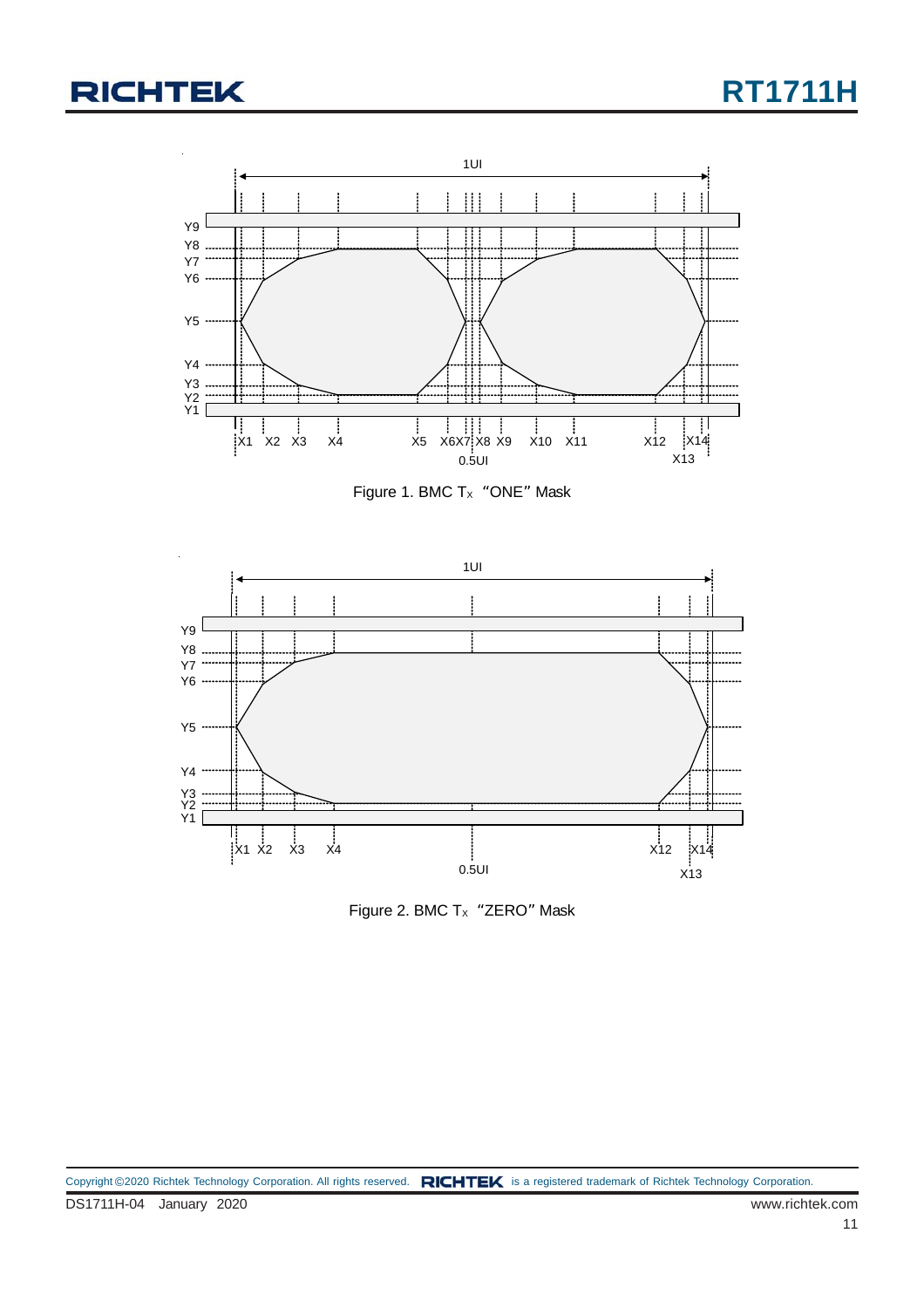Figure 1. BMC $T_X$ "ONE" Mask

Figure 2. BMC $T_X$ "ZERO" Mask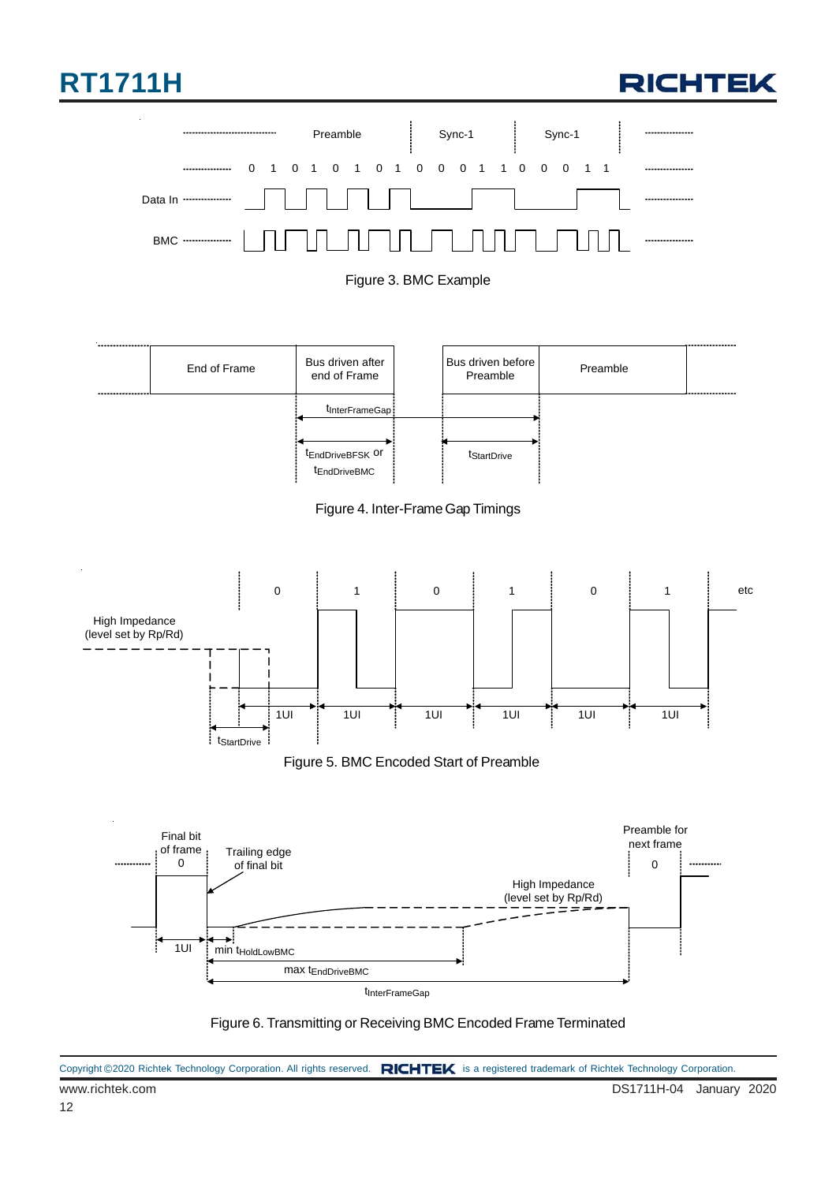Preamble | Sync-1 | Sync-1

0 1 0 1 0 1 0 1 0 0 0 1 1 0 0 0 1 1

Data In

BMC

Figure 3. BMC Example

| End of Frame | Bus driven after end of Frame | | Bus driven before Preamble | Preamble |
|---|---|---|---|---|

$t_{InterFrameGap}$

$t_{EndDriveBFSK}$ or $t_{EndDriveBMC}$

$t_{StartDrive}$

Figure 4. Inter-Frame Gap Timings

High Impedance (level set by Rp/Rd)

0 1 0 1 0 1 etc

1UI 1UI 1UI 1UI 1UI 1UI

$t_{StartDrive}$

Figure 5. BMC Encoded Start of Preamble

Final bit of frame 0

Trailing edge of final bit

Preamble for next frame 0

High Impedance (level set by Rp/Rd)

1UI

min $t_{HoldLowBMC}$

max $t_{EndDriveBMC}$

$t_{InterFrameGap}$

Figure 6. Transmitting or Receiving BMC Encoded Frame Terminated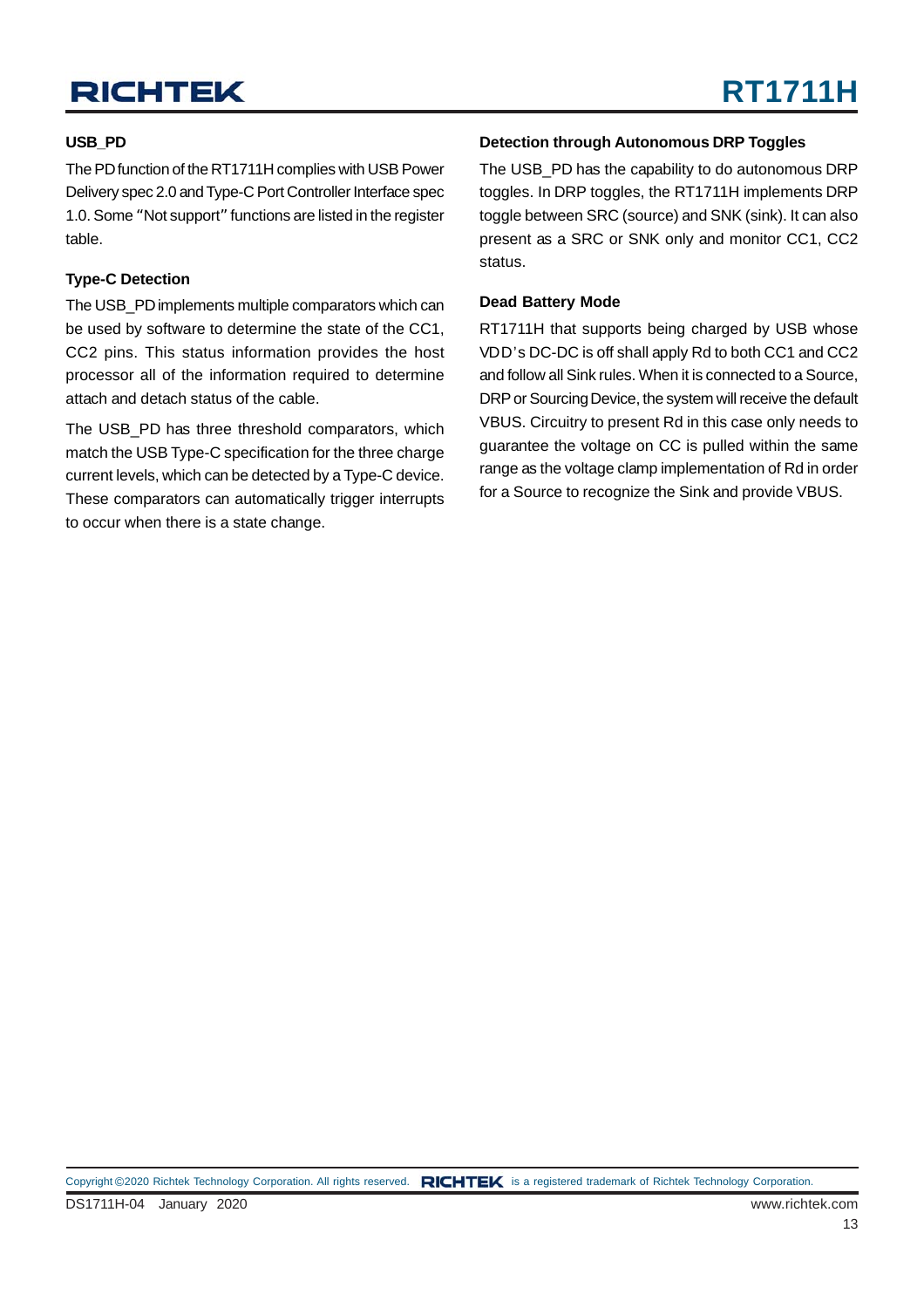**USB_PD**

The PD function of the RT1711H complies with USB Power Delivery spec 2.0 and Type-C Port Controller Interface spec 1.0. Some "Not support" functions are listed in the register table.

**Type-C Detection**

The USB_PD implements multiple comparators which can be used by software to determine the state of the CC1, CC2 pins. This status information provides the host processor all of the information required to determine attach and detach status of the cable.

The USB_PD has three threshold comparators, which match the USB Type-C specification for the three charge current levels, which can be detected by a Type-C device. These comparators can automatically trigger interrupts to occur when there is a state change.

**Detection through Autonomous DRP Toggles**

The USB_PD has the capability to do autonomous DRP toggles. In DRP toggles, the RT1711H implements DRP toggle between SRC (source) and SNK (sink). It can also present as a SRC or SNK only and monitor CC1, CC2 status.

**Dead Battery Mode**

RT1711H that supports being charged by USB whose VDD's DC-DC is off shall apply Rd to both CC1 and CC2 and follow all Sink rules. When it is connected to a Source, DRP or Sourcing Device, the system will receive the default VBUS. Circuitry to present Rd in this case only needs to guarantee the voltage on CC is pulled within the same range as the voltage clamp implementation of Rd in order for a Source to recognize the Sink and provide VBUS.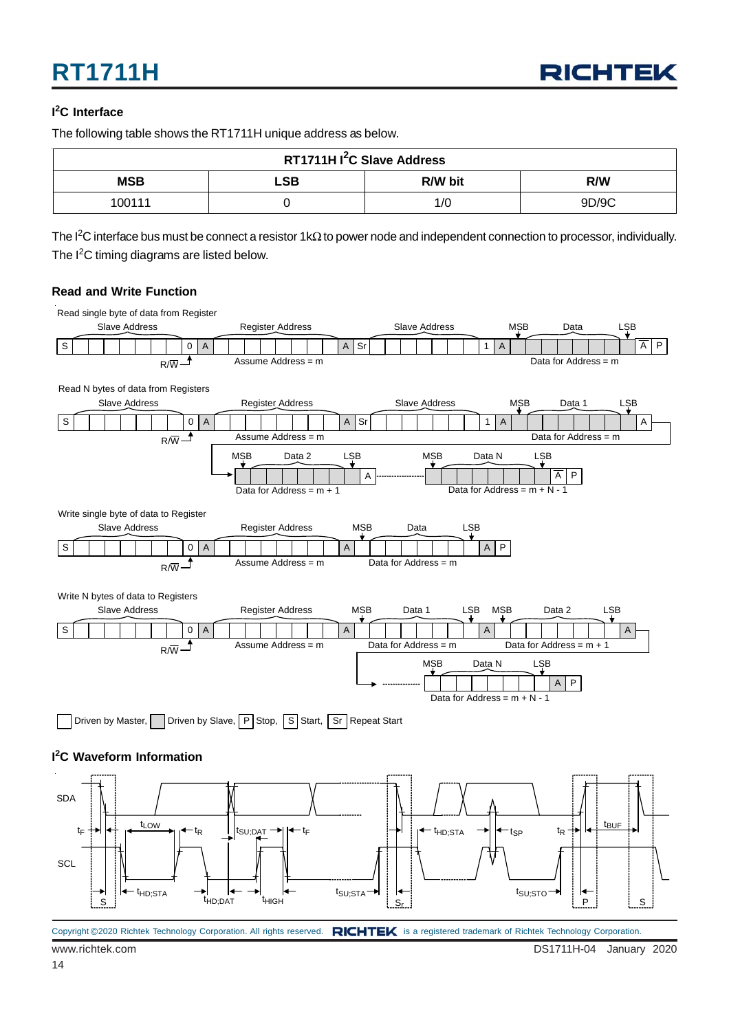## $I^2C$ Interface

The following table shows the RT1711H unique address as below.

| RT1711H $I^2C$ Slave Address | | | |
|---|---|---|---|
| **MSB** | **LSB** | **R/W bit** | **R/W** |
| 100111 | 0 | 1/0 | 9D/9C |

The $I^2C$ interface bus must be connect a resistor 1kΩ to power node and independent connection to processor, individually. The $I^2C$ timing diagrams are listed below.

### Read and Write Function

Read single byte of data from Register

| S | Slave Address | 0 | A | Register Address | A | Sr | Slave Address | 1 | A | MSB Data LSB | $\overline{A}$ | P |
|---|---|---|---|---|---|---|---|---|---|---|---|---|

R/$\overline{W}$; Assume Address = m; Data for Address = m

Read N bytes of data from Registers

| S | Slave Address | 0 | A | Register Address | A | Sr | Slave Address | 1 | A | MSB Data 1 LSB | A |
|---|---|---|---|---|---|---|---|---|---|---|---|

R/$\overline{W}$; Assume Address = m; Data for Address = m

| MSB Data 2 LSB | A | ... | MSB Data N LSB | $\overline{A}$ | P |
|---|---|---|---|---|---|

Data for Address = m + 1; Data for Address = m + N - 1

Write single byte of data to Register

| S | Slave Address | 0 | A | Register Address | A | MSB Data LSB | A | P |
|---|---|---|---|---|---|---|---|---|

R/$\overline{W}$; Assume Address = m; Data for Address = m

Write N bytes of data to Registers

| S | Slave Address | 0 | A | Register Address | A | MSB Data 1 LSB | A | MSB Data 2 LSB | A |
|---|---|---|---|---|---|---|---|---|---|

R/$\overline{W}$; Assume Address = m; Data for Address = m; Data for Address = m + 1

| ... | MSB Data N LSB | A | P |
|---|---|---|---|

Data for Address = m + N - 1

Driven by Master, Driven by Slave, P Stop, S Start, Sr Repeat Start

## $I^2C$ Waveform Information

SDA, SCL

$t_F$, $t_{LOW}$, $t_R$, $t_{SU;DAT}$, $t_F$, $t_{HD;STA}$, $t_{SP}$, $t_R$, $t_{BUF}$

$t_{HD;STA}$, $t_{HD;DAT}$, $t_{HIGH}$, $t_{SU;STA}$, $t_{SU;STO}$

S, $S_r$, P, S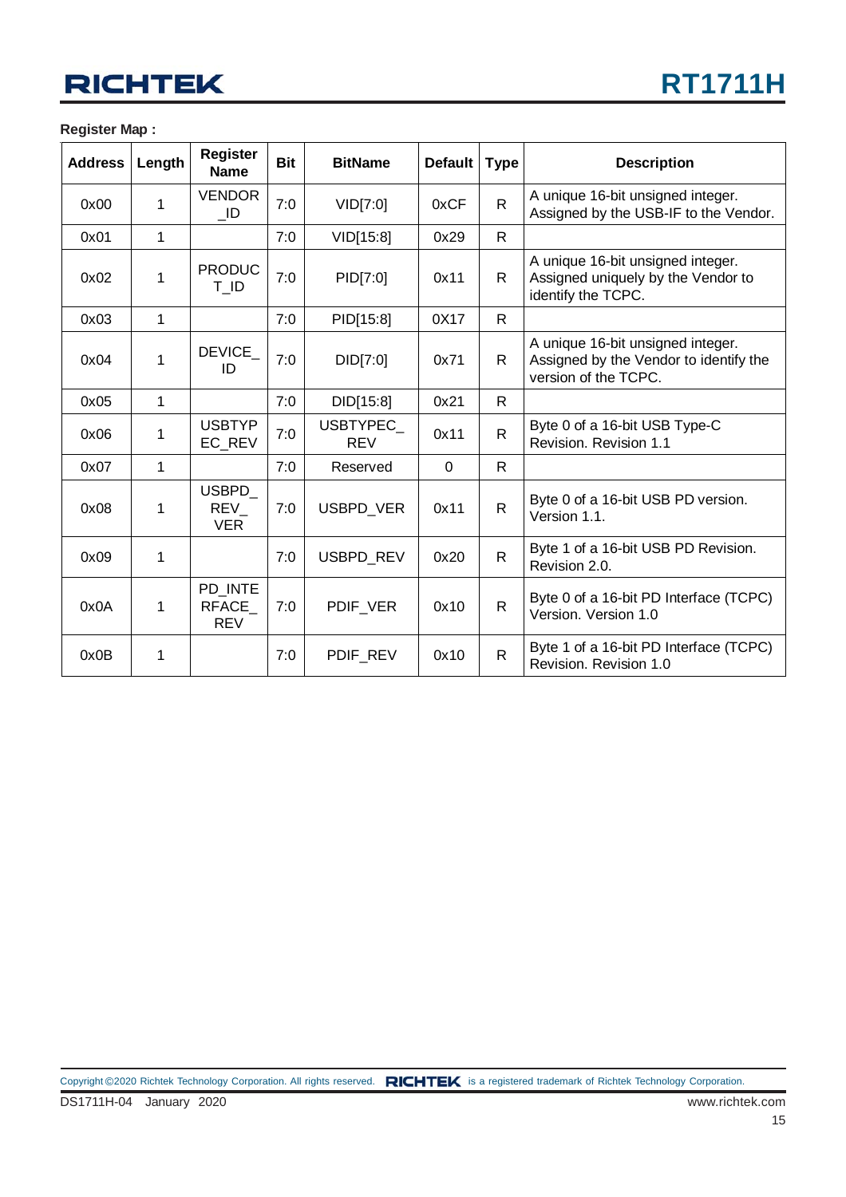**Register Map :**

| Address | Length | Register Name | Bit | BitName | Default | Type | Description |
|---|---|---|---|---|---|---|---|
| 0x00 | 1 | VENDOR_ID | 7:0 | VID[7:0] | 0xCF | R | A unique 16-bit unsigned integer. Assigned by the USB-IF to the Vendor. |
| 0x01 | 1 | | 7:0 | VID[15:8] | 0x29 | R | |
| 0x02 | 1 | PRODUCT_ID | 7:0 | PID[7:0] | 0x11 | R | A unique 16-bit unsigned integer. Assigned uniquely by the Vendor to identify the TCPC. |
| 0x03 | 1 | | 7:0 | PID[15:8] | 0X17 | R | |
| 0x04 | 1 | DEVICE_ID | 7:0 | DID[7:0] | 0x71 | R | A unique 16-bit unsigned integer. Assigned by the Vendor to identify the version of the TCPC. |
| 0x05 | 1 | | 7:0 | DID[15:8] | 0x21 | R | |
| 0x06 | 1 | USBTYPEC_REV | 7:0 | USBTYPEC_REV | 0x11 | R | Byte 0 of a 16-bit USB Type-C Revision. Revision 1.1 |
| 0x07 | 1 | | 7:0 | Reserved | 0 | R | |
| 0x08 | 1 | USBPD_REV_VER | 7:0 | USBPD_VER | 0x11 | R | Byte 0 of a 16-bit USB PD version. Version 1.1. |
| 0x09 | 1 | | 7:0 | USBPD_REV | 0x20 | R | Byte 1 of a 16-bit USB PD Revision. Revision 2.0. |
| 0x0A | 1 | PD_INTERFACE_REV | 7:0 | PDIF_VER | 0x10 | R | Byte 0 of a 16-bit PD Interface (TCPC) Version. Version 1.0 |
| 0x0B | 1 | | 7:0 | PDIF_REV | 0x10 | R | Byte 1 of a 16-bit PD Interface (TCPC) Revision. Revision 1.0 |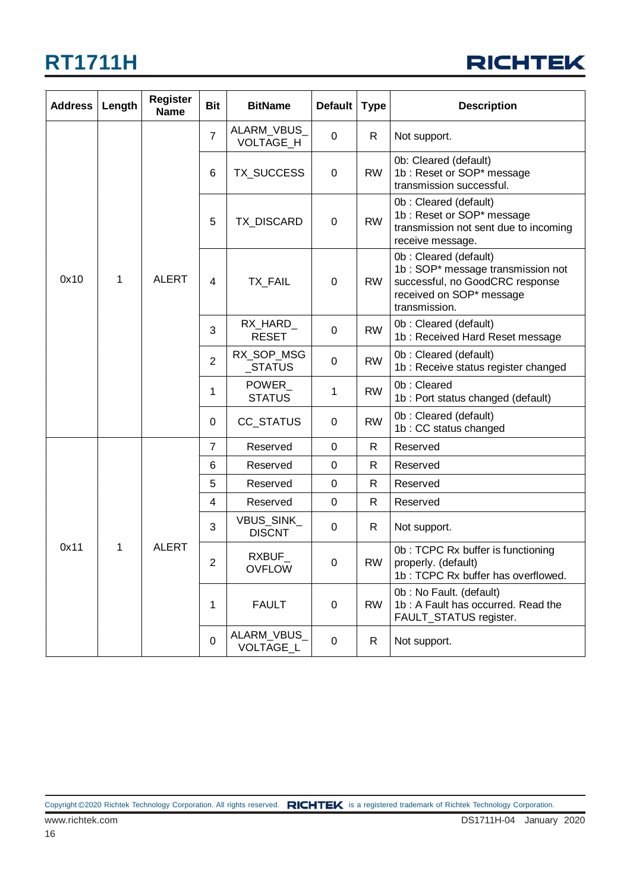| Address | Length | Register Name | Bit | BitName | Default | Type | Description |
|---|---|---|---|---|---|---|---|
| 0x10 | 1 | ALERT | 7 | ALARM_VBUS_VOLTAGE_H | 0 | R | Not support. |
| | | | 6 | TX_SUCCESS | 0 | RW | 0b: Cleared (default)<br>1b : Reset or SOP* message transmission successful. |
| | | | 5 | TX_DISCARD | 0 | RW | 0b : Cleared (default)<br>1b : Reset or SOP* message transmission not sent due to incoming receive message. |
| | | | 4 | TX_FAIL | 0 | RW | 0b : Cleared (default)<br>1b : SOP* message transmission not successful, no GoodCRC response received on SOP* message transmission. |
| | | | 3 | RX_HARD_RESET | 0 | RW | 0b : Cleared (default)<br>1b : Received Hard Reset message |
| | | | 2 | RX_SOP_MSG_STATUS | 0 | RW | 0b : Cleared (default)<br>1b : Receive status register changed |
| | | | 1 | POWER_STATUS | 1 | RW | 0b : Cleared<br>1b : Port status changed (default) |
| | | | 0 | CC_STATUS | 0 | RW | 0b : Cleared (default)<br>1b : CC status changed |
| 0x11 | 1 | ALERT | 7 | Reserved | 0 | R | Reserved |
| | | | 6 | Reserved | 0 | R | Reserved |
| | | | 5 | Reserved | 0 | R | Reserved |
| | | | 4 | Reserved | 0 | R | Reserved |
| | | | 3 | VBUS_SINK_DISCNT | 0 | R | Not support. |
| | | | 2 | RXBUF_OVFLOW | 0 | RW | 0b : TCPC Rx buffer is functioning properly. (default)<br>1b : TCPC Rx buffer has overflowed. |
| | | | 1 | FAULT | 0 | RW | 0b : No Fault. (default)<br>1b : A Fault has occurred. Read the FAULT_STATUS register. |
| | | | 0 | ALARM_VBUS_VOLTAGE_L | 0 | R | Not support. |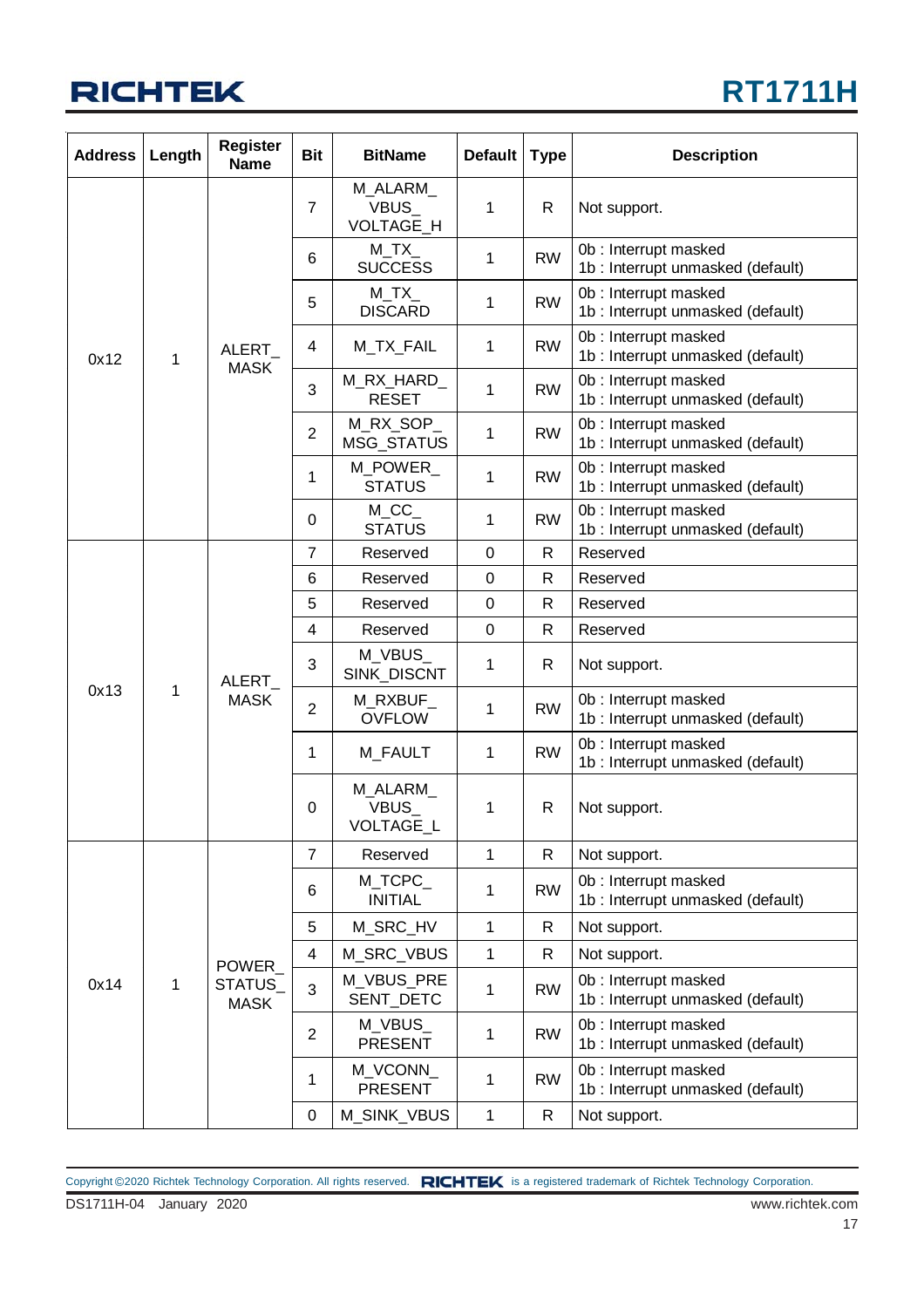| Address | Length | Register Name | Bit | BitName | Default | Type | Description |
|---|---|---|---|---|---|---|---|
| 0x12 | 1 | ALERT_MASK | 7 | M_ALARM_VBUS_VOLTAGE_H | 1 | R | Not support. |
| | | | 6 | M_TX_SUCCESS | 1 | RW | 0b : Interrupt masked<br>1b : Interrupt unmasked (default) |
| | | | 5 | M_TX_DISCARD | 1 | RW | 0b : Interrupt masked<br>1b : Interrupt unmasked (default) |
| | | | 4 | M_TX_FAIL | 1 | RW | 0b : Interrupt masked<br>1b : Interrupt unmasked (default) |
| | | | 3 | M_RX_HARD_RESET | 1 | RW | 0b : Interrupt masked<br>1b : Interrupt unmasked (default) |
| | | | 2 | M_RX_SOP_MSG_STATUS | 1 | RW | 0b : Interrupt masked<br>1b : Interrupt unmasked (default) |
| | | | 1 | M_POWER_STATUS | 1 | RW | 0b : Interrupt masked<br>1b : Interrupt unmasked (default) |
| | | | 0 | M_CC_STATUS | 1 | RW | 0b : Interrupt masked<br>1b : Interrupt unmasked (default) |
| 0x13 | 1 | ALERT_MASK | 7 | Reserved | 0 | R | Reserved |
| | | | 6 | Reserved | 0 | R | Reserved |
| | | | 5 | Reserved | 0 | R | Reserved |
| | | | 4 | Reserved | 0 | R | Reserved |
| | | | 3 | M_VBUS_SINK_DISCNT | 1 | R | Not support. |
| | | | 2 | M_RXBUF_OVFLOW | 1 | RW | 0b : Interrupt masked<br>1b : Interrupt unmasked (default) |
| | | | 1 | M_FAULT | 1 | RW | 0b : Interrupt masked<br>1b : Interrupt unmasked (default) |
| | | | 0 | M_ALARM_VBUS_VOLTAGE_L | 1 | R | Not support. |
| 0x14 | 1 | POWER_STATUS_MASK | 7 | Reserved | 1 | R | Not support. |
| | | | 6 | M_TCPC_INITIAL | 1 | RW | 0b : Interrupt masked<br>1b : Interrupt unmasked (default) |
| | | | 5 | M_SRC_HV | 1 | R | Not support. |
| | | | 4 | M_SRC_VBUS | 1 | R | Not support. |
| | | | 3 | M_VBUS_PRESENT_DETC | 1 | RW | 0b : Interrupt masked<br>1b : Interrupt unmasked (default) |
| | | | 2 | M_VBUS_PRESENT | 1 | RW | 0b : Interrupt masked<br>1b : Interrupt unmasked (default) |
| | | | 1 | M_VCONN_PRESENT | 1 | RW | 0b : Interrupt masked<br>1b : Interrupt unmasked (default) |
| | | | 0 | M_SINK_VBUS | 1 | R | Not support. |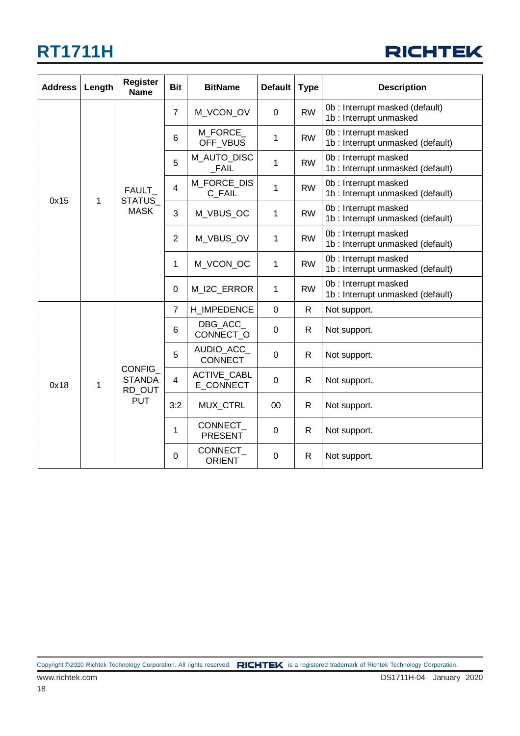| Address | Length | Register Name | Bit | BitName | Default | Type | Description |
|---|---|---|---|---|---|---|---|
| 0x15 | 1 | FAULT_STATUS_MASK | 7 | M_VCON_OV | 0 | RW | 0b : Interrupt masked (default)<br>1b : Interrupt unmasked |
| | | | 6 | M_FORCE_OFF_VBUS | 1 | RW | 0b : Interrupt masked<br>1b : Interrupt unmasked (default) |
| | | | 5 | M_AUTO_DISC_FAIL | 1 | RW | 0b : Interrupt masked<br>1b : Interrupt unmasked (default) |
| | | | 4 | M_FORCE_DISC_FAIL | 1 | RW | 0b : Interrupt masked<br>1b : Interrupt unmasked (default) |
| | | | 3 | M_VBUS_OC | 1 | RW | 0b : Interrupt masked<br>1b : Interrupt unmasked (default) |
| | | | 2 | M_VBUS_OV | 1 | RW | 0b : Interrupt masked<br>1b : Interrupt unmasked (default) |
| | | | 1 | M_VCON_OC | 1 | RW | 0b : Interrupt masked<br>1b : Interrupt unmasked (default) |
| | | | 0 | M_I2C_ERROR | 1 | RW | 0b : Interrupt masked<br>1b : Interrupt unmasked (default) |
| 0x18 | 1 | CONFIG_STANDARD_OUTPUT | 7 | H_IMPEDENCE | 0 | R | Not support. |
| | | | 6 | DBG_ACC_CONNECT_O | 0 | R | Not support. |
| | | | 5 | AUDIO_ACC_CONNECT | 0 | R | Not support. |
| | | | 4 | ACTIVE_CABLE_CONNECT | 0 | R | Not support. |
| | | | 3:2 | MUX_CTRL | 00 | R | Not support. |
| | | | 1 | CONNECT_PRESENT | 0 | R | Not support. |
| | | | 0 | CONNECT_ORIENT | 0 | R | Not support. |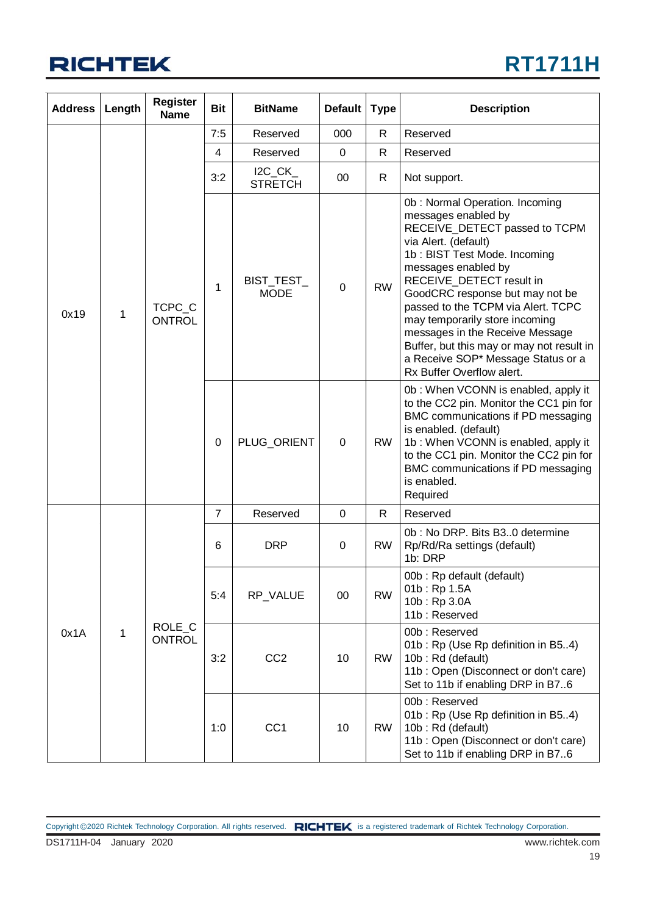| Address | Length | Register Name | Bit | BitName | Default | Type | Description |
|---|---|---|---|---|---|---|---|
| 0x19 | 1 | TCPC_CONTROL | 7:5 | Reserved | 000 | R | Reserved |
| | | | 4 | Reserved | 0 | R | Reserved |
| | | | 3:2 | I2C_CK_STRETCH | 00 | R | Not support. |
| | | | 1 | BIST_TEST_MODE | 0 | RW | 0b : Normal Operation. Incoming messages enabled by RECEIVE_DETECT passed to TCPM via Alert. (default)<br>1b : BIST Test Mode. Incoming messages enabled by RECEIVE_DETECT result in GoodCRC response but may not be passed to the TCPM via Alert. TCPC may temporarily store incoming messages in the Receive Message Buffer, but this may or may not result in a Receive SOP* Message Status or a Rx Buffer Overflow alert. |
| | | | 0 | PLUG_ORIENT | 0 | RW | 0b : When VCONN is enabled, apply it to the CC2 pin. Monitor the CC1 pin for BMC communications if PD messaging is enabled. (default)<br>1b : When VCONN is enabled, apply it to the CC1 pin. Monitor the CC2 pin for BMC communications if PD messaging is enabled.<br>Required |
| 0x1A | 1 | ROLE_CONTROL | 7 | Reserved | 0 | R | Reserved |
| | | | 6 | DRP | 0 | RW | 0b : No DRP. Bits B3..0 determine Rp/Rd/Ra settings (default)<br>1b: DRP |
| | | | 5:4 | RP_VALUE | 00 | RW | 00b : Rp default (default)<br>01b : Rp 1.5A<br>10b : Rp 3.0A<br>11b : Reserved |
| | | | 3:2 | CC2 | 10 | RW | 00b : Reserved<br>01b : Rp (Use Rp definition in B5..4)<br>10b : Rd (default)<br>11b : Open (Disconnect or don't care)<br>Set to 11b if enabling DRP in B7..6 |
| | | | 1:0 | CC1 | 10 | RW | 00b : Reserved<br>01b : Rp (Use Rp definition in B5..4)<br>10b : Rd (default)<br>11b : Open (Disconnect or don't care)<br>Set to 11b if enabling DRP in B7..6 |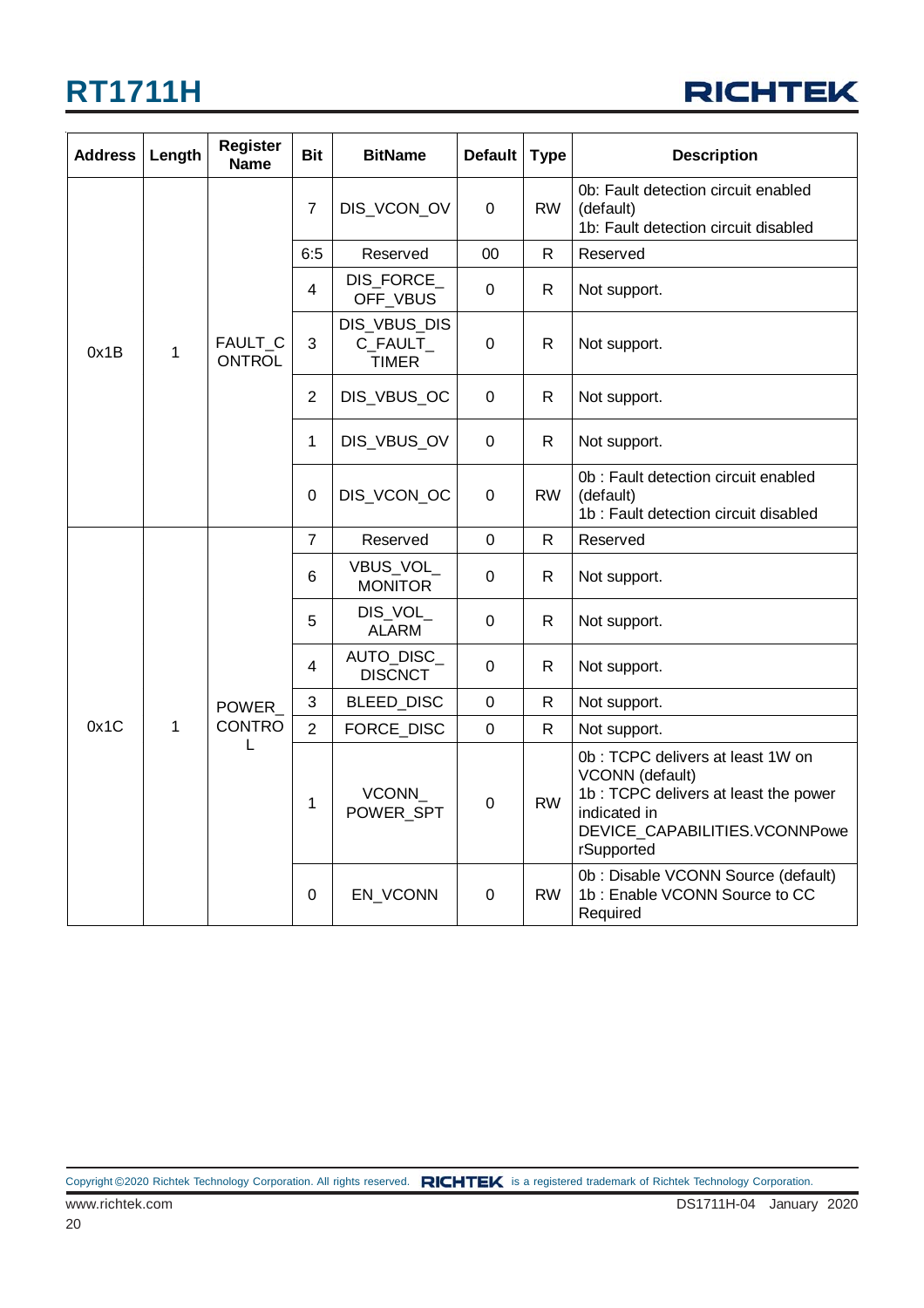| Address | Length | Register Name | Bit | BitName | Default | Type | Description |
|---|---|---|---|---|---|---|---|
| 0x1B | 1 | FAULT_CONTROL | 7 | DIS_VCON_OV | 0 | RW | 0b: Fault detection circuit enabled (default)<br>1b: Fault detection circuit disabled |
| | | | 6:5 | Reserved | 00 | R | Reserved |
| | | | 4 | DIS_FORCE_OFF_VBUS | 0 | R | Not support. |
| | | | 3 | DIS_VBUS_DISC_FAULT_TIMER | 0 | R | Not support. |
| | | | 2 | DIS_VBUS_OC | 0 | R | Not support. |
| | | | 1 | DIS_VBUS_OV | 0 | R | Not support. |
| | | | 0 | DIS_VCON_OC | 0 | RW | 0b : Fault detection circuit enabled (default)<br>1b : Fault detection circuit disabled |
| 0x1C | 1 | POWER_CONTROL | 7 | Reserved | 0 | R | Reserved |
| | | | 6 | VBUS_VOL_MONITOR | 0 | R | Not support. |
| | | | 5 | DIS_VOL_ALARM | 0 | R | Not support. |
| | | | 4 | AUTO_DISC_DISCNCT | 0 | R | Not support. |
| | | | 3 | BLEED_DISC | 0 | R | Not support. |
| | | | 2 | FORCE_DISC | 0 | R | Not support. |
| | | | 1 | VCONN_POWER_SPT | 0 | RW | 0b : TCPC delivers at least 1W on VCONN (default)<br>1b : TCPC delivers at least the power indicated in DEVICE_CAPABILITIES.VCONNPowerSupported |
| | | | 0 | EN_VCONN | 0 | RW | 0b : Disable VCONN Source (default)<br>1b : Enable VCONN Source to CC Required |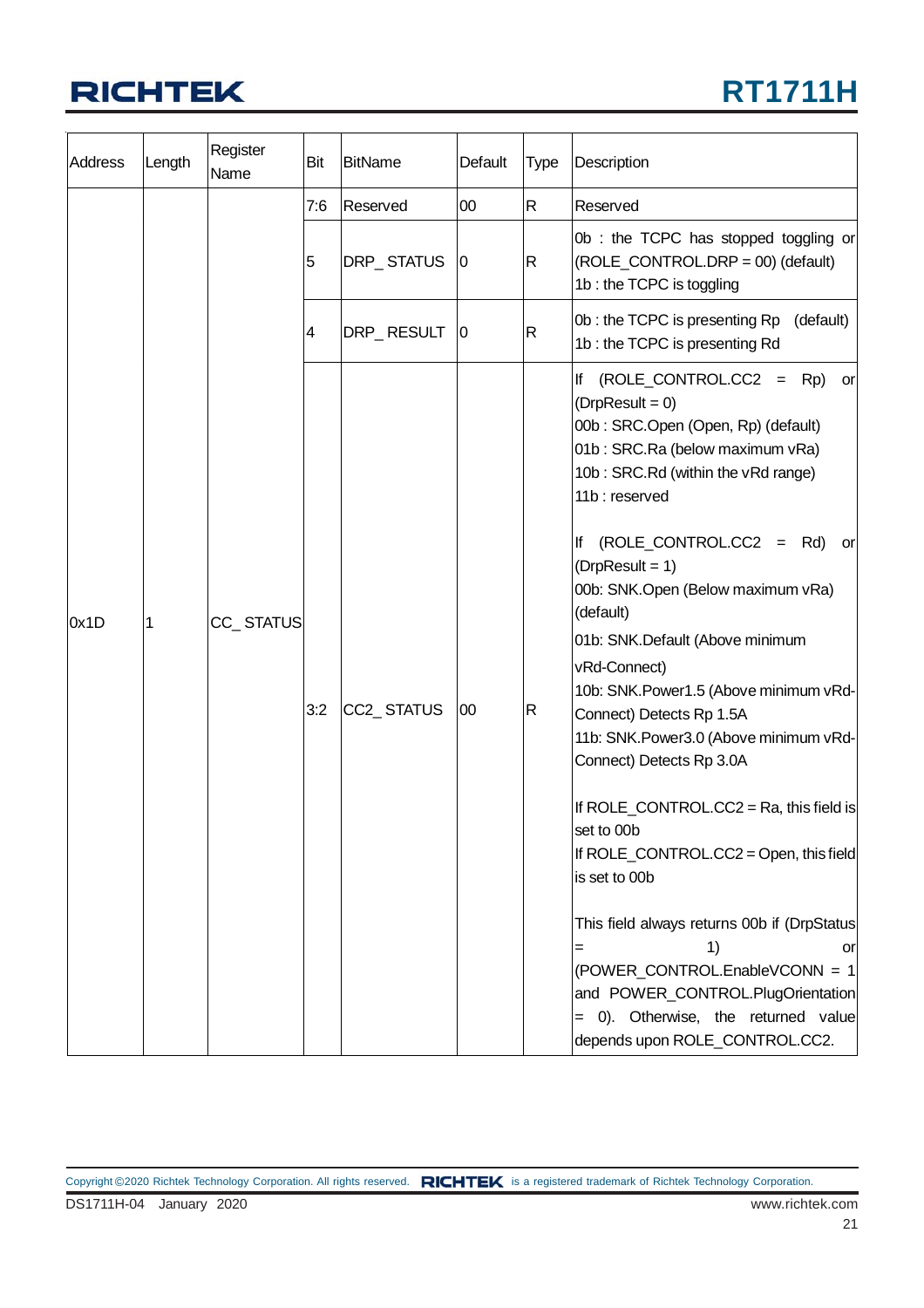| Address | Length | Register Name | Bit | BitName | Default | Type | Description |
|---|---|---|---|---|---|---|---|
| 0x1D | 1 | CC_ STATUS | 7:6 | Reserved | 00 | R | Reserved |
| | | | 5 | DRP_ STATUS | 0 | R | 0b : the TCPC has stopped toggling or (ROLE_CONTROL.DRP = 00) (default)<br>1b : the TCPC is toggling |
| | | | 4 | DRP_ RESULT | 0 | R | 0b : the TCPC is presenting Rp (default)<br>1b : the TCPC is presenting Rd |
| | | | 3:2 | CC2_ STATUS | 00 | R | If (ROLE_CONTROL.CC2 = Rp) or (DrpResult = 0)<br>00b : SRC.Open (Open, Rp) (default)<br>01b : SRC.Ra (below maximum vRa)<br>10b : SRC.Rd (within the vRd range)<br>11b : reserved<br><br>If (ROLE_CONTROL.CC2 = Rd) or (DrpResult = 1)<br>00b: SNK.Open (Below maximum vRa) (default)<br>01b: SNK.Default (Above minimum vRd-Connect)<br>10b: SNK.Power1.5 (Above minimum vRd-Connect) Detects Rp 1.5A<br>11b: SNK.Power3.0 (Above minimum vRd-Connect) Detects Rp 3.0A<br><br>If ROLE_CONTROL.CC2 = Ra, this field is set to 00b<br>If ROLE_CONTROL.CC2 = Open, this field is set to 00b<br><br>This field always returns 00b if (DrpStatus = 1) or (POWER_CONTROL.EnableVCONN = 1 and POWER_CONTROL.PlugOrientation = 0). Otherwise, the returned value depends upon ROLE_CONTROL.CC2. |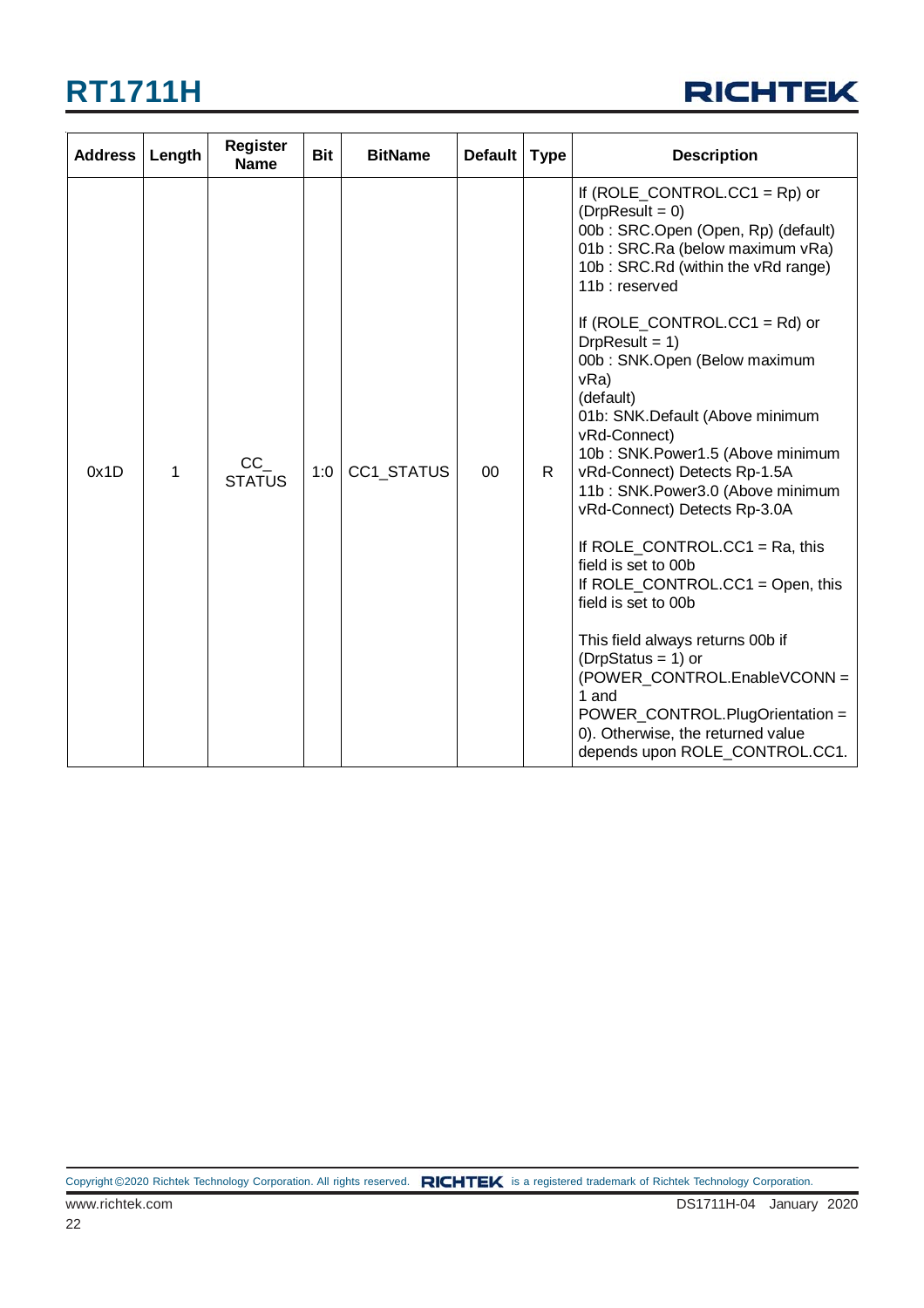| Address | Length | Register Name | Bit | BitName | Default | Type | Description |
|---|---|---|---|---|---|---|---|
| 0x1D | 1 | CC_ STATUS | 1:0 | CC1_STATUS | 00 | R | If (ROLE_CONTROL.CC1 = Rp) or (DrpResult = 0)<br>00b : SRC.Open (Open, Rp) (default)<br>01b : SRC.Ra (below maximum vRa)<br>10b : SRC.Rd (within the vRd range)<br>11b : reserved<br><br>If (ROLE_CONTROL.CC1 = Rd) or DrpResult = 1)<br>00b : SNK.Open (Below maximum vRa)<br>(default)<br>01b: SNK.Default (Above minimum vRd-Connect)<br>10b : SNK.Power1.5 (Above minimum vRd-Connect) Detects Rp-1.5A<br>11b : SNK.Power3.0 (Above minimum vRd-Connect) Detects Rp-3.0A<br><br>If ROLE_CONTROL.CC1 = Ra, this field is set to 00b<br>If ROLE_CONTROL.CC1 = Open, this field is set to 00b<br><br>This field always returns 00b if (DrpStatus = 1) or (POWER_CONTROL.EnableVCONN = 1 and POWER_CONTROL.PlugOrientation = 0). Otherwise, the returned value depends upon ROLE_CONTROL.CC1. |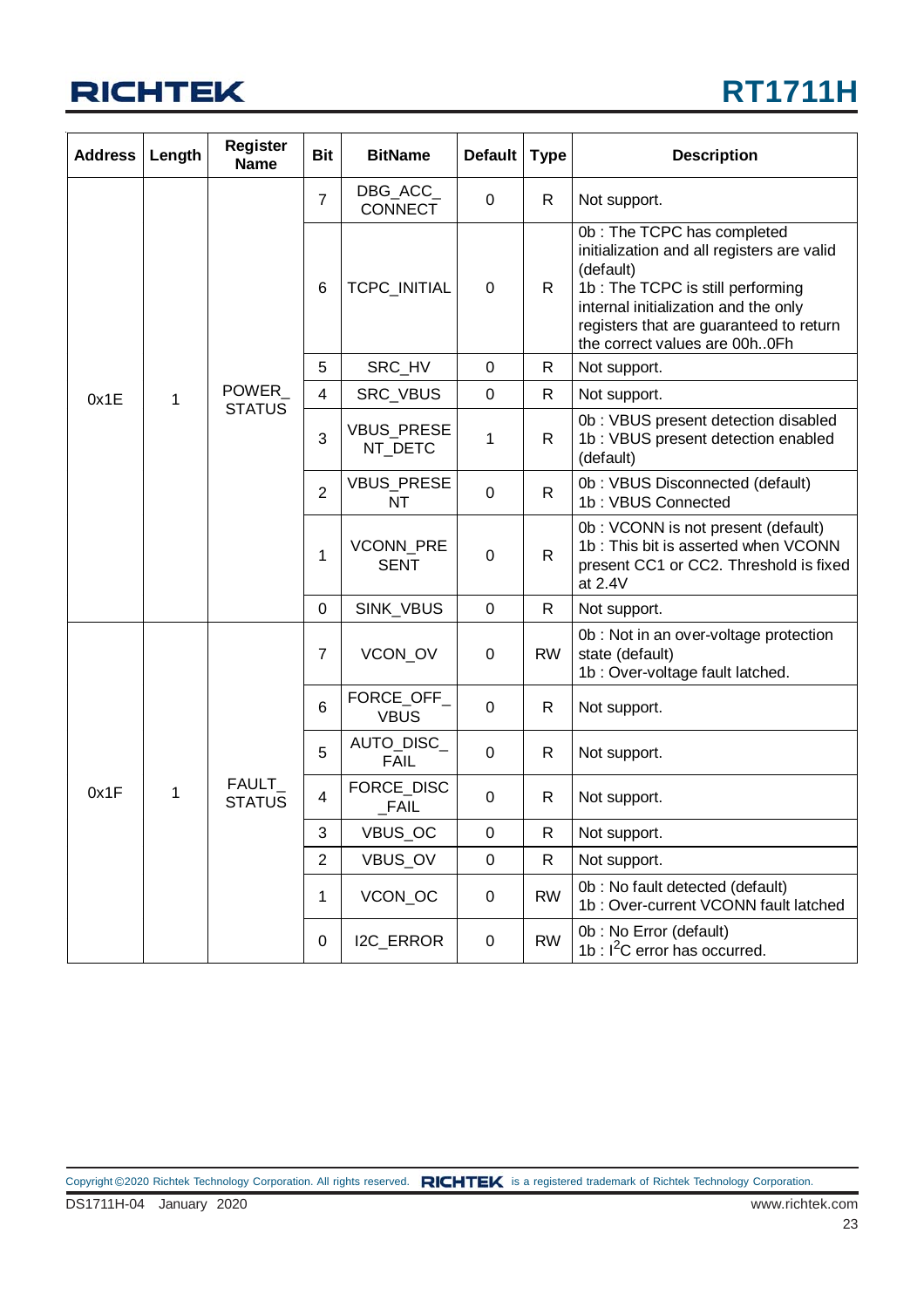| Address | Length | Register Name | Bit | BitName | Default | Type | Description |
|---|---|---|---|---|---|---|---|
| 0x1E | 1 | POWER_STATUS | 7 | DBG_ACC_CONNECT | 0 | R | Not support. |
| | | | 6 | TCPC_INITIAL | 0 | R | 0b : The TCPC has completed initialization and all registers are valid (default)<br>1b : The TCPC is still performing internal initialization and the only registers that are guaranteed to return the correct values are 00h..0Fh |
| | | | 5 | SRC_HV | 0 | R | Not support. |
| | | | 4 | SRC_VBUS | 0 | R | Not support. |
| | | | 3 | VBUS_PRESENT_DETC | 1 | R | 0b : VBUS present detection disabled<br>1b : VBUS present detection enabled (default) |
| | | | 2 | VBUS_PRESENT | 0 | R | 0b : VBUS Disconnected (default)<br>1b : VBUS Connected |
| | | | 1 | VCONN_PRESENT | 0 | R | 0b : VCONN is not present (default)<br>1b : This bit is asserted when VCONN present CC1 or CC2. Threshold is fixed at 2.4V |
| | | | 0 | SINK_VBUS | 0 | R | Not support. |
| 0x1F | 1 | FAULT_STATUS | 7 | VCON_OV | 0 | RW | 0b : Not in an over-voltage protection state (default)<br>1b : Over-voltage fault latched. |
| | | | 6 | FORCE_OFF_VBUS | 0 | R | Not support. |
| | | | 5 | AUTO_DISC_FAIL | 0 | R | Not support. |
| | | | 4 | FORCE_DISC_FAIL | 0 | R | Not support. |
| | | | 3 | VBUS_OC | 0 | R | Not support. |
| | | | 2 | VBUS_OV | 0 | R | Not support. |
| | | | 1 | VCON_OC | 0 | RW | 0b : No fault detected (default)<br>1b : Over-current VCONN fault latched |
| | | | 0 | I2C_ERROR | 0 | RW | 0b : No Error (default)<br>1b : $I^2C$ error has occurred. |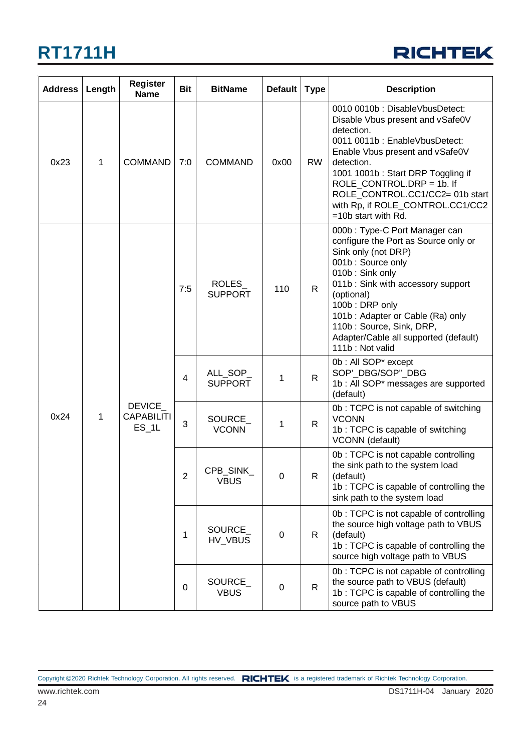| Address | Length | Register Name | Bit | BitName | Default | Type | Description |
|---|---|---|---|---|---|---|---|
| 0x23 | 1 | COMMAND | 7:0 | COMMAND | 0x00 | RW | 0010 0010b : DisableVbusDetect: Disable Vbus present and vSafe0V detection.<br>0011 0011b : EnableVbusDetect: Enable Vbus present and vSafe0V detection.<br>1001 1001b : Start DRP Toggling if ROLE_CONTROL.DRP = 1b. If ROLE_CONTROL.CC1/CC2= 01b start with Rp, if ROLE_CONTROL.CC1/CC2 =10b start with Rd. |
| 0x24 | 1 | DEVICE_CAPABILITIES_1L | 7:5 | ROLES_SUPPORT | 110 | R | 000b : Type-C Port Manager can configure the Port as Source only or Sink only (not DRP)<br>001b : Source only<br>010b : Sink only<br>011b : Sink with accessory support (optional)<br>100b : DRP only<br>101b : Adapter or Cable (Ra) only<br>110b : Source, Sink, DRP, Adapter/Cable all supported (default)<br>111b : Not valid |
| | | | 4 | ALL_SOP_SUPPORT | 1 | R | 0b : All SOP* except SOP'_DBG/SOP"_DBG<br>1b : All SOP* messages are supported (default) |
| | | | 3 | SOURCE_VCONN | 1 | R | 0b : TCPC is not capable of switching VCONN<br>1b : TCPC is capable of switching VCONN (default) |
| | | | 2 | CPB_SINK_VBUS | 0 | R | 0b : TCPC is not capable controlling the sink path to the system load (default)<br>1b : TCPC is capable of controlling the sink path to the system load |
| | | | 1 | SOURCE_HV_VBUS | 0 | R | 0b : TCPC is not capable of controlling the source high voltage path to VBUS (default)<br>1b : TCPC is capable of controlling the source high voltage path to VBUS |
| | | | 0 | SOURCE_VBUS | 0 | R | 0b : TCPC is not capable of controlling the source path to VBUS (default)<br>1b : TCPC is capable of controlling the source path to VBUS |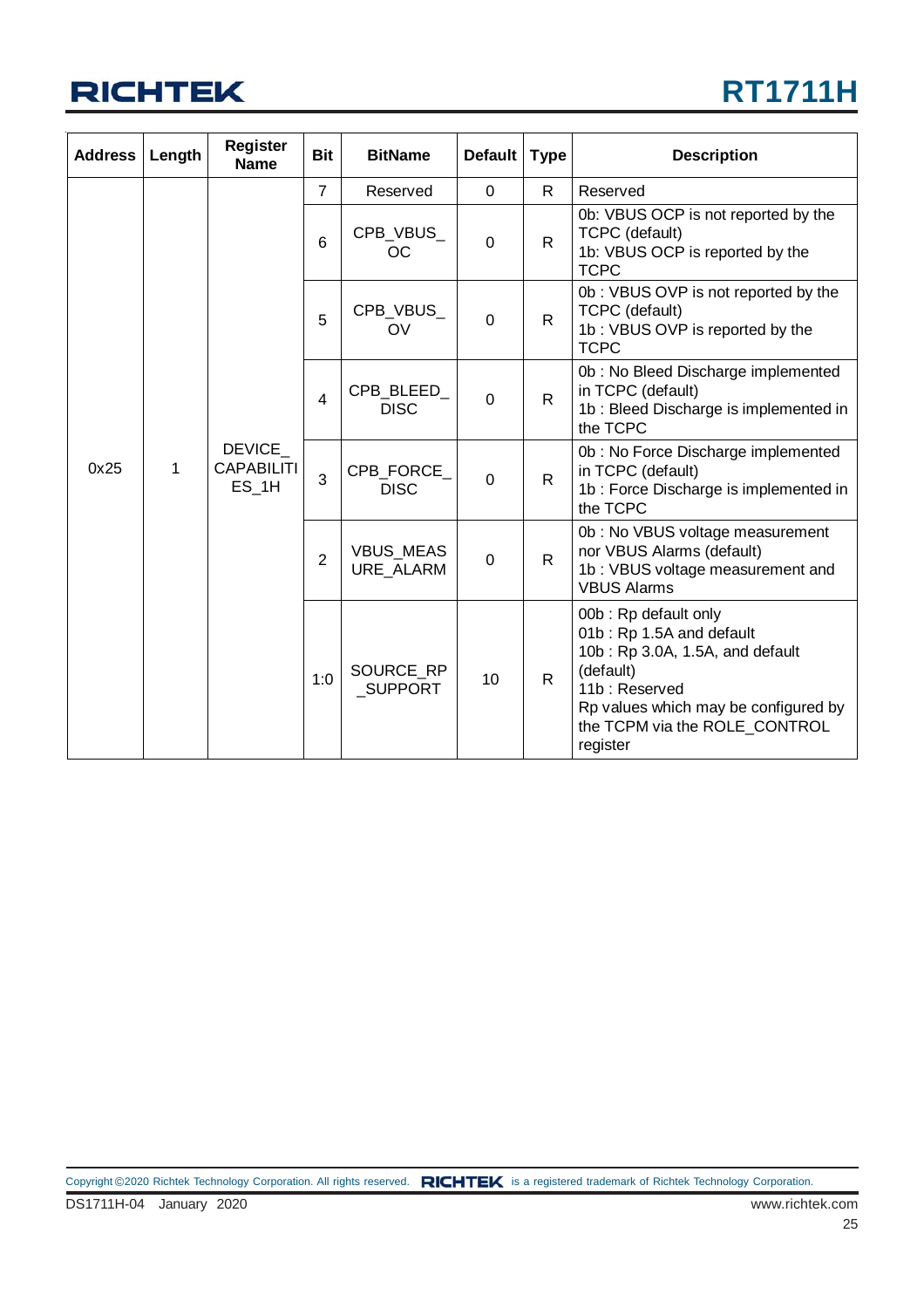| Address | Length | Register Name | Bit | BitName | Default | Type | Description |
|---|---|---|---|---|---|---|---|
| 0x25 | 1 | DEVICE_CAPABILITIES_1H | 7 | Reserved | 0 | R | Reserved |
| | | | 6 | CPB_VBUS_OC | 0 | R | 0b: VBUS OCP is not reported by the TCPC (default)<br>1b: VBUS OCP is reported by the TCPC |
| | | | 5 | CPB_VBUS_OV | 0 | R | 0b : VBUS OVP is not reported by the TCPC (default)<br>1b : VBUS OVP is reported by the TCPC |
| | | | 4 | CPB_BLEED_DISC | 0 | R | 0b : No Bleed Discharge implemented in TCPC (default)<br>1b : Bleed Discharge is implemented in the TCPC |
| | | | 3 | CPB_FORCE_DISC | 0 | R | 0b : No Force Discharge implemented in TCPC (default)<br>1b : Force Discharge is implemented in the TCPC |
| | | | 2 | VBUS_MEASURE_ALARM | 0 | R | 0b : No VBUS voltage measurement nor VBUS Alarms (default)<br>1b : VBUS voltage measurement and VBUS Alarms |
| | | | 1:0 | SOURCE_RP_SUPPORT | 10 | R | 00b : Rp default only<br>01b : Rp 1.5A and default<br>10b : Rp 3.0A, 1.5A, and default (default)<br>11b : Reserved<br>Rp values which may be configured by the TCPM via the ROLE_CONTROL register |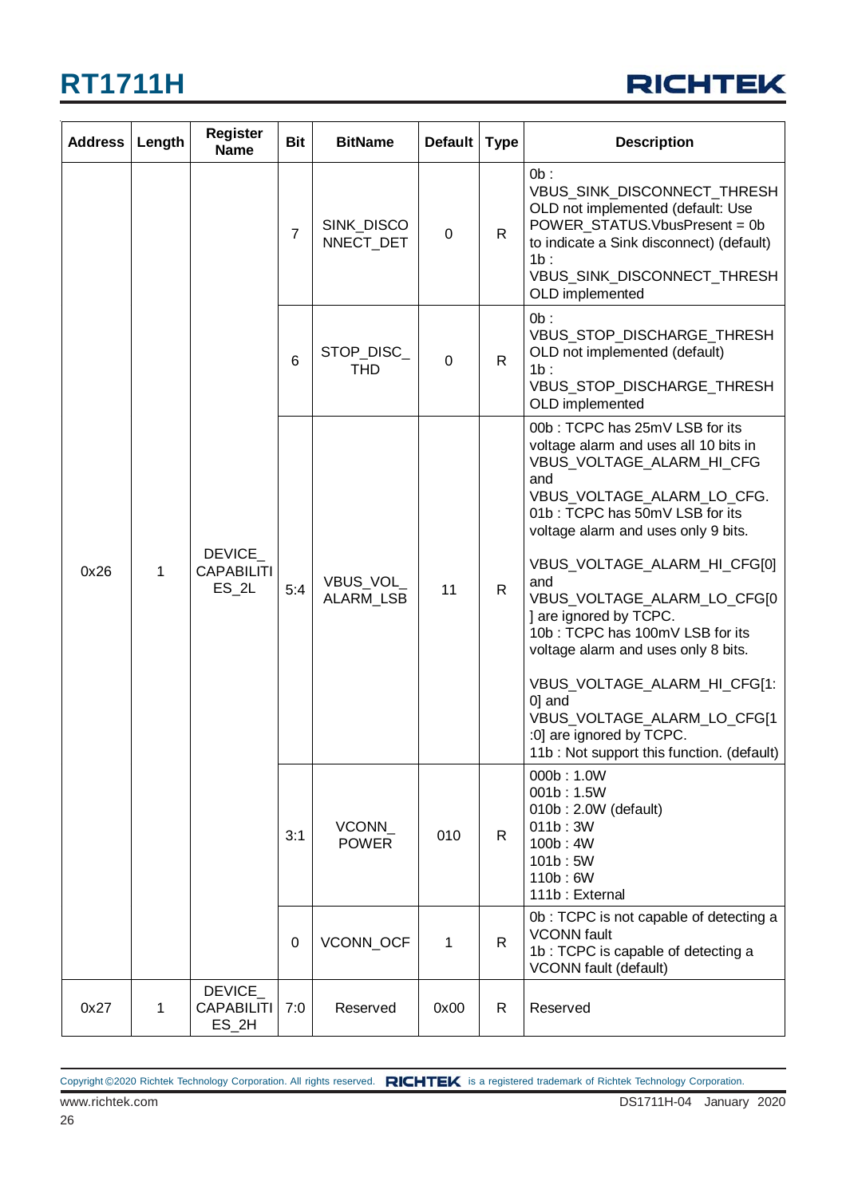| Address | Length | Register Name | Bit | BitName | Default | Type | Description |
|---|---|---|---|---|---|---|---|
| 0x26 | 1 | DEVICE_CAPABILITIES_2L | 7 | SINK_DISCONNECT_DET | 0 | R | 0b : VBUS_SINK_DISCONNECT_THRESHOLD not implemented (default: Use POWER_STATUS.VbusPresent = 0b to indicate a Sink disconnect) (default)<br>1b : VBUS_SINK_DISCONNECT_THRESHOLD implemented |
| | | | 6 | STOP_DISC_THD | 0 | R | 0b : VBUS_STOP_DISCHARGE_THRESHOLD not implemented (default)<br>1b : VBUS_STOP_DISCHARGE_THRESHOLD implemented |
| | | | 5:4 | VBUS_VOL_ALARM_LSB | 11 | R | 00b : TCPC has 25mV LSB for its voltage alarm and uses all 10 bits in VBUS_VOLTAGE_ALARM_HI_CFG and VBUS_VOLTAGE_ALARM_LO_CFG.<br>01b : TCPC has 50mV LSB for its voltage alarm and uses only 9 bits.<br><br>VBUS_VOLTAGE_ALARM_HI_CFG[0] and VBUS_VOLTAGE_ALARM_LO_CFG[0] are ignored by TCPC.<br>10b : TCPC has 100mV LSB for its voltage alarm and uses only 8 bits.<br><br>VBUS_VOLTAGE_ALARM_HI_CFG[1:0] and VBUS_VOLTAGE_ALARM_LO_CFG[1:0] are ignored by TCPC.<br>11b : Not support this function. (default) |
| | | | 3:1 | VCONN_POWER | 010 | R | 000b : 1.0W<br>001b : 1.5W<br>010b : 2.0W (default)<br>011b : 3W<br>100b : 4W<br>101b : 5W<br>110b : 6W<br>111b : External |
| | | | 0 | VCONN_OCF | 1 | R | 0b : TCPC is not capable of detecting a VCONN fault<br>1b : TCPC is capable of detecting a VCONN fault (default) |
| 0x27 | 1 | DEVICE_CAPABILITIES_2H | 7:0 | Reserved | 0x00 | R | Reserved |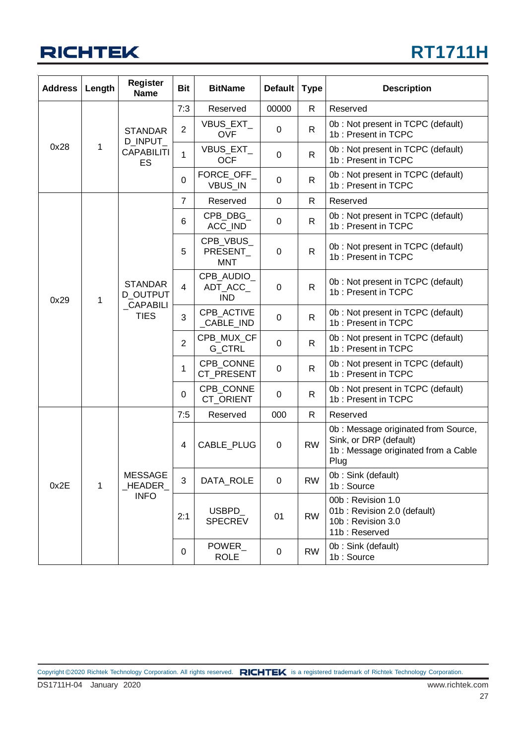| Address | Length | Register Name | Bit | BitName | Default | Type | Description |
|---|---|---|---|---|---|---|---|
| 0x28 | 1 | STANDARD_INPUT_CAPABILITIES | 7:3 | Reserved | 00000 | R | Reserved |
| | | | 2 | VBUS_EXT_OVF | 0 | R | 0b : Not present in TCPC (default)<br>1b : Present in TCPC |
| | | | 1 | VBUS_EXT_OCF | 0 | R | 0b : Not present in TCPC (default)<br>1b : Present in TCPC |
| | | | 0 | FORCE_OFF_VBUS_IN | 0 | R | 0b : Not present in TCPC (default)<br>1b : Present in TCPC |
| 0x29 | 1 | STANDARD_OUTPUT_CAPABILITIES | 7 | Reserved | 0 | R | Reserved |
| | | | 6 | CPB_DBG_ACC_IND | 0 | R | 0b : Not present in TCPC (default)<br>1b : Present in TCPC |
| | | | 5 | CPB_VBUS_PRESENT_MNT | 0 | R | 0b : Not present in TCPC (default)<br>1b : Present in TCPC |
| | | | 4 | CPB_AUDIO_ADT_ACC_IND | 0 | R | 0b : Not present in TCPC (default)<br>1b : Present in TCPC |
| | | | 3 | CPB_ACTIVE_CABLE_IND | 0 | R | 0b : Not present in TCPC (default)<br>1b : Present in TCPC |
| | | | 2 | CPB_MUX_CFG_CTRL | 0 | R | 0b : Not present in TCPC (default)<br>1b : Present in TCPC |
| | | | 1 | CPB_CONNECT_PRESENT | 0 | R | 0b : Not present in TCPC (default)<br>1b : Present in TCPC |
| | | | 0 | CPB_CONNECT_ORIENT | 0 | R | 0b : Not present in TCPC (default)<br>1b : Present in TCPC |
| 0x2E | 1 | MESSAGE_HEADER_INFO | 7:5 | Reserved | 000 | R | Reserved |
| | | | 4 | CABLE_PLUG | 0 | RW | 0b : Message originated from Source, Sink, or DRP (default)<br>1b : Message originated from a Cable Plug |
| | | | 3 | DATA_ROLE | 0 | RW | 0b : Sink (default)<br>1b : Source |
| | | | 2:1 | USBPD_SPECREV | 01 | RW | 00b : Revision 1.0<br>01b : Revision 2.0 (default)<br>10b : Revision 3.0<br>11b : Reserved |
| | | | 0 | POWER_ROLE | 0 | RW | 0b : Sink (default)<br>1b : Source |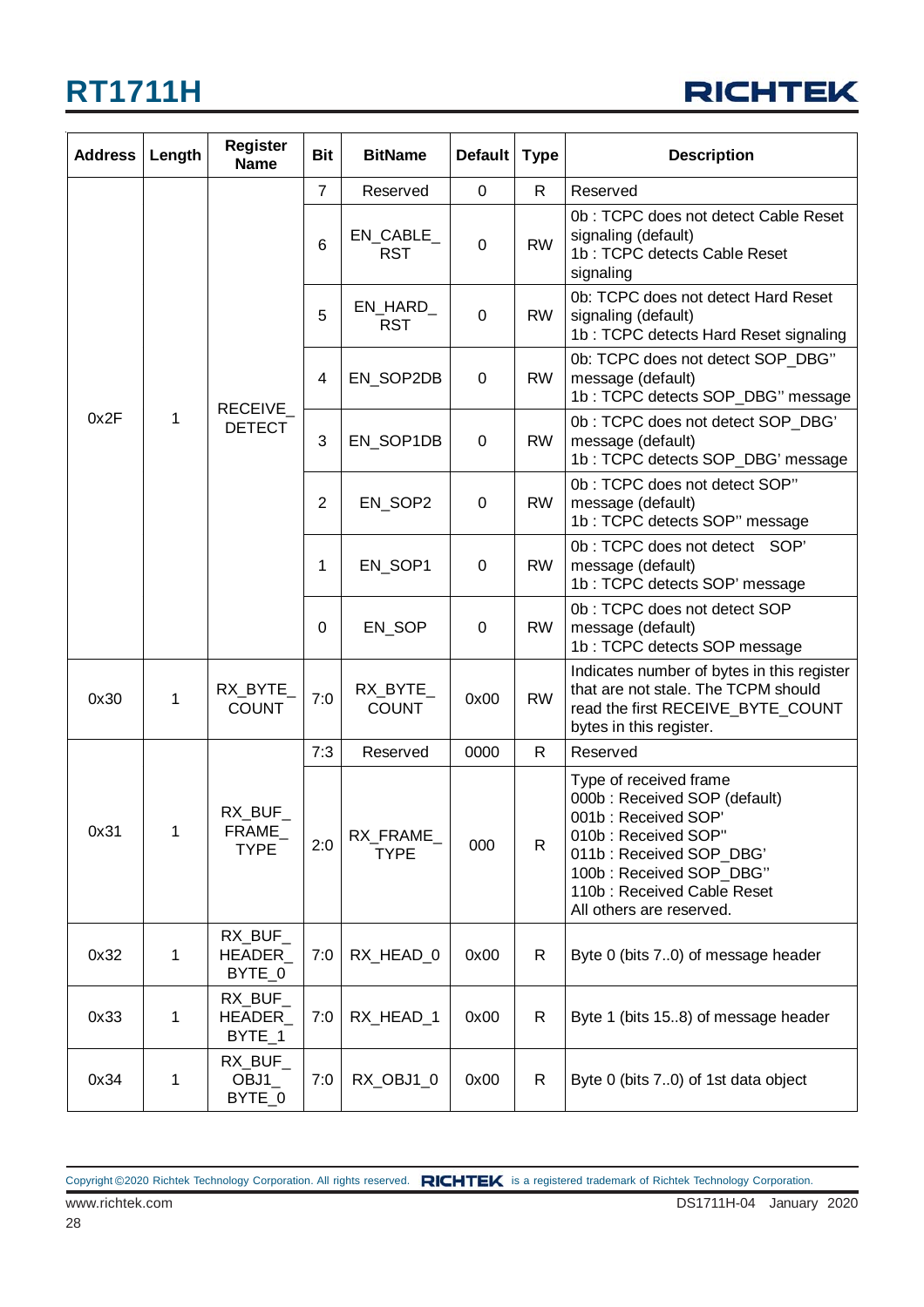| Address | Length | Register Name | Bit | BitName | Default | Type | Description |
|---|---|---|---|---|---|---|---|
| 0x2F | 1 | RECEIVE_DETECT | 7 | Reserved | 0 | R | Reserved |
| | | | 6 | EN_CABLE_RST | 0 | RW | 0b : TCPC does not detect Cable Reset signaling (default)<br>1b : TCPC detects Cable Reset signaling |
| | | | 5 | EN_HARD_RST | 0 | RW | 0b: TCPC does not detect Hard Reset signaling (default)<br>1b : TCPC detects Hard Reset signaling |
| | | | 4 | EN_SOP2DB | 0 | RW | 0b: TCPC does not detect SOP_DBG'' message (default)<br>1b : TCPC detects SOP_DBG'' message |
| | | | 3 | EN_SOP1DB | 0 | RW | 0b : TCPC does not detect SOP_DBG' message (default)<br>1b : TCPC detects SOP_DBG' message |
| | | | 2 | EN_SOP2 | 0 | RW | 0b : TCPC does not detect SOP'' message (default)<br>1b : TCPC detects SOP'' message |
| | | | 1 | EN_SOP1 | 0 | RW | 0b : TCPC does not detect SOP' message (default)<br>1b : TCPC detects SOP' message |
| | | | 0 | EN_SOP | 0 | RW | 0b : TCPC does not detect SOP message (default)<br>1b : TCPC detects SOP message |
| 0x30 | 1 | RX_BYTE_COUNT | 7:0 | RX_BYTE_COUNT | 0x00 | RW | Indicates number of bytes in this register that are not stale. The TCPM should read the first RECEIVE_BYTE_COUNT bytes in this register. |
| 0x31 | 1 | RX_BUF_FRAME_TYPE | 7:3 | Reserved | 0000 | R | Reserved |
| | | | 2:0 | RX_FRAME_TYPE | 000 | R | Type of received frame<br>000b : Received SOP (default)<br>001b : Received SOP'<br>010b : Received SOP''<br>011b : Received SOP_DBG'<br>100b : Received SOP_DBG''<br>110b : Received Cable Reset<br>All others are reserved. |
| 0x32 | 1 | RX_BUF_HEADER_BYTE_0 | 7:0 | RX_HEAD_0 | 0x00 | R | Byte 0 (bits 7..0) of message header |
| 0x33 | 1 | RX_BUF_HEADER_BYTE_1 | 7:0 | RX_HEAD_1 | 0x00 | R | Byte 1 (bits 15..8) of message header |
| 0x34 | 1 | RX_BUF_OBJ1_BYTE_0 | 7:0 | RX_OBJ1_0 | 0x00 | R | Byte 0 (bits 7..0) of 1st data object |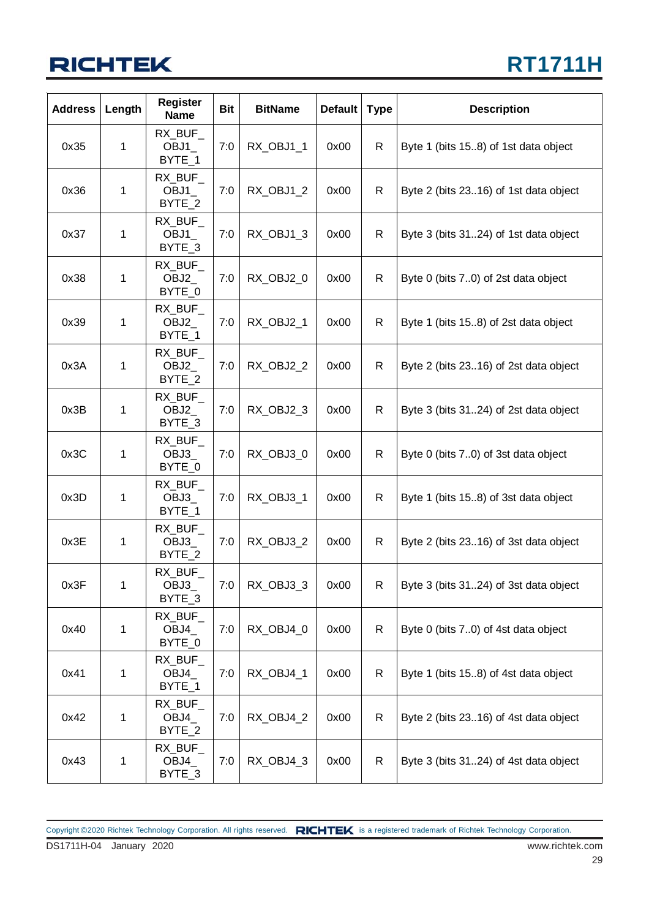| Address | Length | Register Name | Bit | BitName | Default | Type | Description |
|---|---|---|---|---|---|---|---|
| 0x35 | 1 | RX_BUF_OBJ1_BYTE_1 | 7:0 | RX_OBJ1_1 | 0x00 | R | Byte 1 (bits 15..8) of 1st data object |
| 0x36 | 1 | RX_BUF_OBJ1_BYTE_2 | 7:0 | RX_OBJ1_2 | 0x00 | R | Byte 2 (bits 23..16) of 1st data object |
| 0x37 | 1 | RX_BUF_OBJ1_BYTE_3 | 7:0 | RX_OBJ1_3 | 0x00 | R | Byte 3 (bits 31..24) of 1st data object |
| 0x38 | 1 | RX_BUF_OBJ2_BYTE_0 | 7:0 | RX_OBJ2_0 | 0x00 | R | Byte 0 (bits 7..0) of 2st data object |
| 0x39 | 1 | RX_BUF_OBJ2_BYTE_1 | 7:0 | RX_OBJ2_1 | 0x00 | R | Byte 1 (bits 15..8) of 2st data object |
| 0x3A | 1 | RX_BUF_OBJ2_BYTE_2 | 7:0 | RX_OBJ2_2 | 0x00 | R | Byte 2 (bits 23..16) of 2st data object |
| 0x3B | 1 | RX_BUF_OBJ2_BYTE_3 | 7:0 | RX_OBJ2_3 | 0x00 | R | Byte 3 (bits 31..24) of 2st data object |
| 0x3C | 1 | RX_BUF_OBJ3_BYTE_0 | 7:0 | RX_OBJ3_0 | 0x00 | R | Byte 0 (bits 7..0) of 3st data object |
| 0x3D | 1 | RX_BUF_OBJ3_BYTE_1 | 7:0 | RX_OBJ3_1 | 0x00 | R | Byte 1 (bits 15..8) of 3st data object |
| 0x3E | 1 | RX_BUF_OBJ3_BYTE_2 | 7:0 | RX_OBJ3_2 | 0x00 | R | Byte 2 (bits 23..16) of 3st data object |
| 0x3F | 1 | RX_BUF_OBJ3_BYTE_3 | 7:0 | RX_OBJ3_3 | 0x00 | R | Byte 3 (bits 31..24) of 3st data object |
| 0x40 | 1 | RX_BUF_OBJ4_BYTE_0 | 7:0 | RX_OBJ4_0 | 0x00 | R | Byte 0 (bits 7..0) of 4st data object |
| 0x41 | 1 | RX_BUF_OBJ4_BYTE_1 | 7:0 | RX_OBJ4_1 | 0x00 | R | Byte 1 (bits 15..8) of 4st data object |
| 0x42 | 1 | RX_BUF_OBJ4_BYTE_2 | 7:0 | RX_OBJ4_2 | 0x00 | R | Byte 2 (bits 23..16) of 4st data object |
| 0x43 | 1 | RX_BUF_OBJ4_BYTE_3 | 7:0 | RX_OBJ4_3 | 0x00 | R | Byte 3 (bits 31..24) of 4st data object |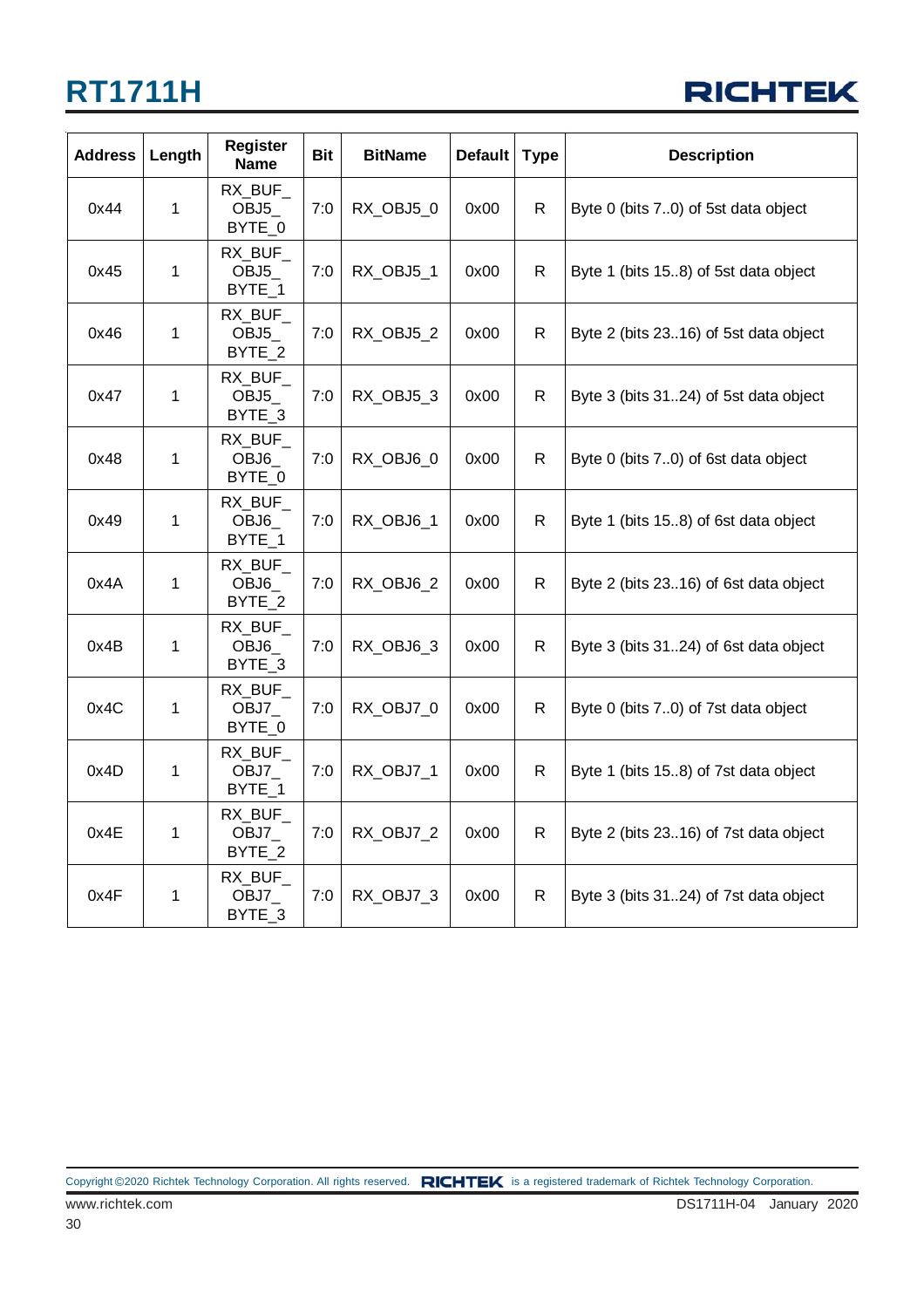| Address | Length | Register Name | Bit | BitName | Default | Type | Description |
|---|---|---|---|---|---|---|---|
| 0x44 | 1 | RX_BUF_OBJ5_BYTE_0 | 7:0 | RX_OBJ5_0 | 0x00 | R | Byte 0 (bits 7..0) of 5st data object |
| 0x45 | 1 | RX_BUF_OBJ5_BYTE_1 | 7:0 | RX_OBJ5_1 | 0x00 | R | Byte 1 (bits 15..8) of 5st data object |
| 0x46 | 1 | RX_BUF_OBJ5_BYTE_2 | 7:0 | RX_OBJ5_2 | 0x00 | R | Byte 2 (bits 23..16) of 5st data object |
| 0x47 | 1 | RX_BUF_OBJ5_BYTE_3 | 7:0 | RX_OBJ5_3 | 0x00 | R | Byte 3 (bits 31..24) of 5st data object |
| 0x48 | 1 | RX_BUF_OBJ6_BYTE_0 | 7:0 | RX_OBJ6_0 | 0x00 | R | Byte 0 (bits 7..0) of 6st data object |
| 0x49 | 1 | RX_BUF_OBJ6_BYTE_1 | 7:0 | RX_OBJ6_1 | 0x00 | R | Byte 1 (bits 15..8) of 6st data object |
| 0x4A | 1 | RX_BUF_OBJ6_BYTE_2 | 7:0 | RX_OBJ6_2 | 0x00 | R | Byte 2 (bits 23..16) of 6st data object |
| 0x4B | 1 | RX_BUF_OBJ6_BYTE_3 | 7:0 | RX_OBJ6_3 | 0x00 | R | Byte 3 (bits 31..24) of 6st data object |
| 0x4C | 1 | RX_BUF_OBJ7_BYTE_0 | 7:0 | RX_OBJ7_0 | 0x00 | R | Byte 0 (bits 7..0) of 7st data object |
| 0x4D | 1 | RX_BUF_OBJ7_BYTE_1 | 7:0 | RX_OBJ7_1 | 0x00 | R | Byte 1 (bits 15..8) of 7st data object |
| 0x4E | 1 | RX_BUF_OBJ7_BYTE_2 | 7:0 | RX_OBJ7_2 | 0x00 | R | Byte 2 (bits 23..16) of 7st data object |
| 0x4F | 1 | RX_BUF_OBJ7_BYTE_3 | 7:0 | RX_OBJ7_3 | 0x00 | R | Byte 3 (bits 31..24) of 7st data object |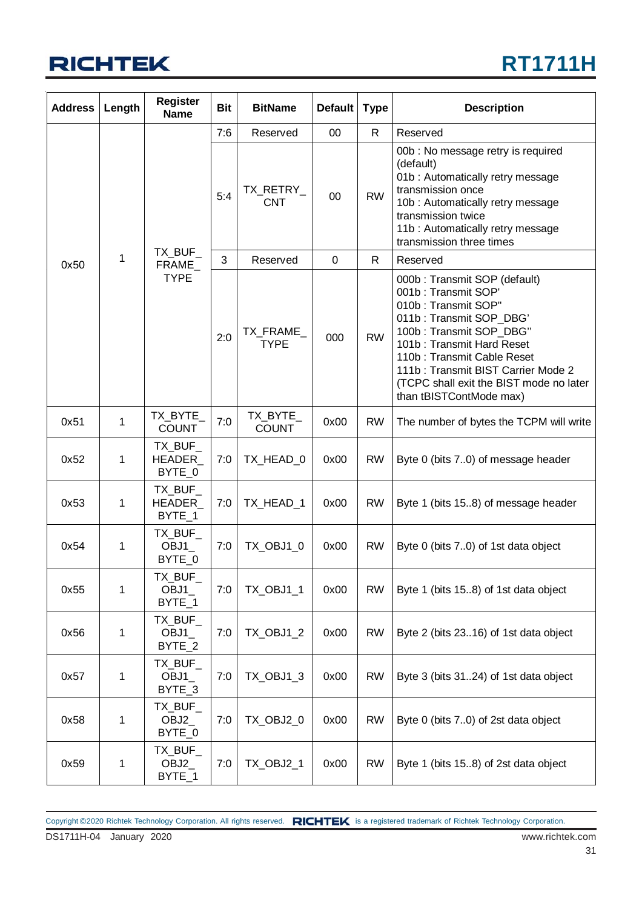| Address | Length | Register Name | Bit | BitName | Default | Type | Description |
|---|---|---|---|---|---|---|---|
| 0x50 | 1 | TX_BUF_FRAME_TYPE | 7:6 | Reserved | 00 | R | Reserved |
| | | | 5:4 | TX_RETRY_CNT | 00 | RW | 00b : No message retry is required (default)<br>01b : Automatically retry message transmission once<br>10b : Automatically retry message transmission twice<br>11b : Automatically retry message transmission three times |
| | | | 3 | Reserved | 0 | R | Reserved |
| | | | 2:0 | TX_FRAME_TYPE | 000 | RW | 000b : Transmit SOP (default)<br>001b : Transmit SOP'<br>010b : Transmit SOP"<br>011b : Transmit SOP_DBG'<br>100b : Transmit SOP_DBG"<br>101b : Transmit Hard Reset<br>110b : Transmit Cable Reset<br>111b : Transmit BIST Carrier Mode 2 (TCPC shall exit the BIST mode no later than tBISTContMode max) |
| 0x51 | 1 | TX_BYTE_COUNT | 7:0 | TX_BYTE_COUNT | 0x00 | RW | The number of bytes the TCPM will write |
| 0x52 | 1 | TX_BUF_HEADER_BYTE_0 | 7:0 | TX_HEAD_0 | 0x00 | RW | Byte 0 (bits 7..0) of message header |
| 0x53 | 1 | TX_BUF_HEADER_BYTE_1 | 7:0 | TX_HEAD_1 | 0x00 | RW | Byte 1 (bits 15..8) of message header |
| 0x54 | 1 | TX_BUF_OBJ1_BYTE_0 | 7:0 | TX_OBJ1_0 | 0x00 | RW | Byte 0 (bits 7..0) of 1st data object |
| 0x55 | 1 | TX_BUF_OBJ1_BYTE_1 | 7:0 | TX_OBJ1_1 | 0x00 | RW | Byte 1 (bits 15..8) of 1st data object |
| 0x56 | 1 | TX_BUF_OBJ1_BYTE_2 | 7:0 | TX_OBJ1_2 | 0x00 | RW | Byte 2 (bits 23..16) of 1st data object |
| 0x57 | 1 | TX_BUF_OBJ1_BYTE_3 | 7:0 | TX_OBJ1_3 | 0x00 | RW | Byte 3 (bits 31..24) of 1st data object |
| 0x58 | 1 | TX_BUF_OBJ2_BYTE_0 | 7:0 | TX_OBJ2_0 | 0x00 | RW | Byte 0 (bits 7..0) of 2st data object |
| 0x59 | 1 | TX_BUF_OBJ2_BYTE_1 | 7:0 | TX_OBJ2_1 | 0x00 | RW | Byte 1 (bits 15..8) of 2st data object |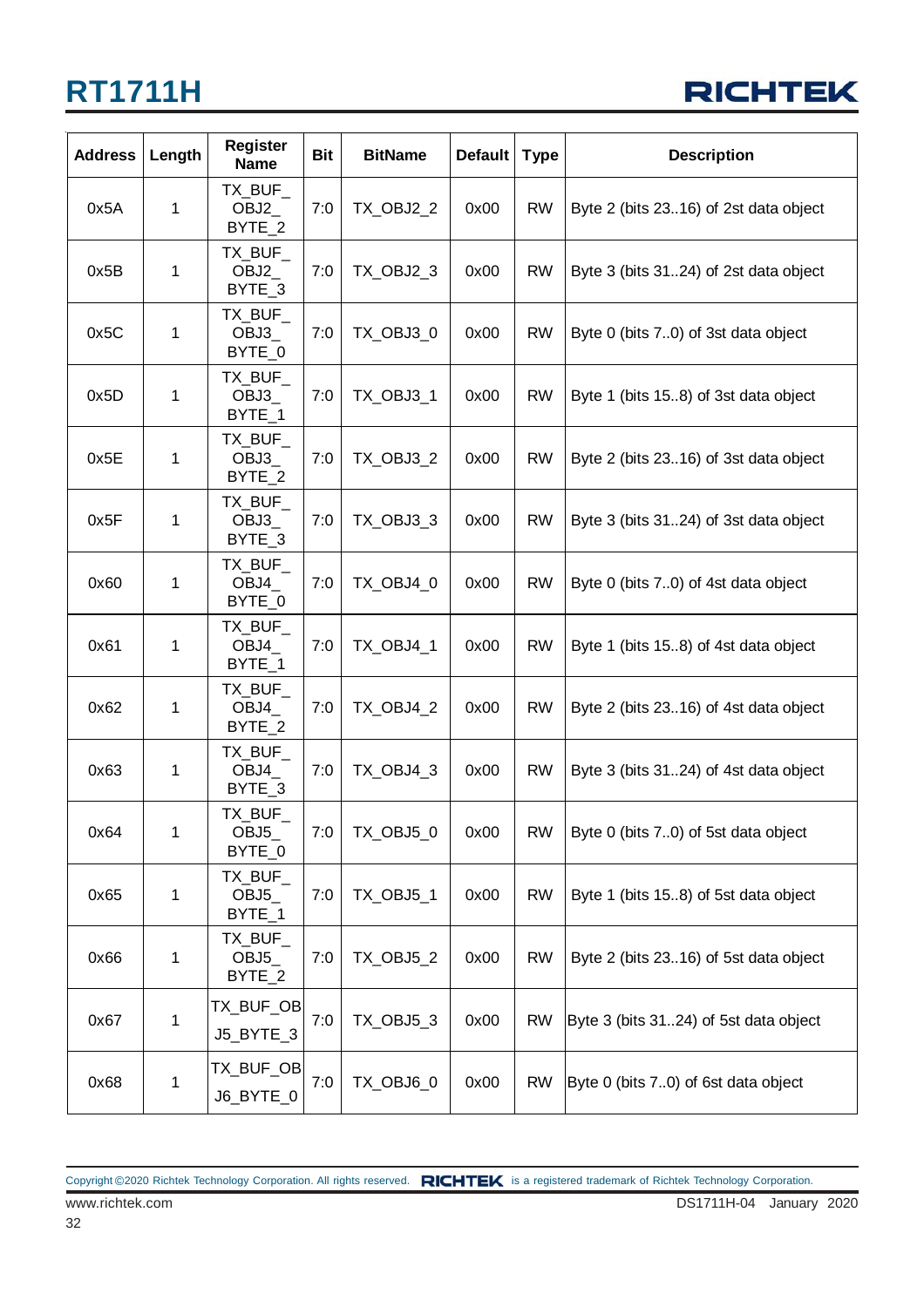| Address | Length | Register Name | Bit | BitName | Default | Type | Description |
|---|---|---|---|---|---|---|---|
| 0x5A | 1 | TX_BUF_OBJ2_BYTE_2 | 7:0 | TX_OBJ2_2 | 0x00 | RW | Byte 2 (bits 23..16) of 2st data object |
| 0x5B | 1 | TX_BUF_OBJ2_BYTE_3 | 7:0 | TX_OBJ2_3 | 0x00 | RW | Byte 3 (bits 31..24) of 2st data object |
| 0x5C | 1 | TX_BUF_OBJ3_BYTE_0 | 7:0 | TX_OBJ3_0 | 0x00 | RW | Byte 0 (bits 7..0) of 3st data object |
| 0x5D | 1 | TX_BUF_OBJ3_BYTE_1 | 7:0 | TX_OBJ3_1 | 0x00 | RW | Byte 1 (bits 15..8) of 3st data object |
| 0x5E | 1 | TX_BUF_OBJ3_BYTE_2 | 7:0 | TX_OBJ3_2 | 0x00 | RW | Byte 2 (bits 23..16) of 3st data object |
| 0x5F | 1 | TX_BUF_OBJ3_BYTE_3 | 7:0 | TX_OBJ3_3 | 0x00 | RW | Byte 3 (bits 31..24) of 3st data object |
| 0x60 | 1 | TX_BUF_OBJ4_BYTE_0 | 7:0 | TX_OBJ4_0 | 0x00 | RW | Byte 0 (bits 7..0) of 4st data object |
| 0x61 | 1 | TX_BUF_OBJ4_BYTE_1 | 7:0 | TX_OBJ4_1 | 0x00 | RW | Byte 1 (bits 15..8) of 4st data object |
| 0x62 | 1 | TX_BUF_OBJ4_BYTE_2 | 7:0 | TX_OBJ4_2 | 0x00 | RW | Byte 2 (bits 23..16) of 4st data object |
| 0x63 | 1 | TX_BUF_OBJ4_BYTE_3 | 7:0 | TX_OBJ4_3 | 0x00 | RW | Byte 3 (bits 31..24) of 4st data object |
| 0x64 | 1 | TX_BUF_OBJ5_BYTE_0 | 7:0 | TX_OBJ5_0 | 0x00 | RW | Byte 0 (bits 7..0) of 5st data object |
| 0x65 | 1 | TX_BUF_OBJ5_BYTE_1 | 7:0 | TX_OBJ5_1 | 0x00 | RW | Byte 1 (bits 15..8) of 5st data object |
| 0x66 | 1 | TX_BUF_OBJ5_BYTE_2 | 7:0 | TX_OBJ5_2 | 0x00 | RW | Byte 2 (bits 23..16) of 5st data object |
| 0x67 | 1 | TX_BUF_OBJ5_BYTE_3 | 7:0 | TX_OBJ5_3 | 0x00 | RW | Byte 3 (bits 31..24) of 5st data object |
| 0x68 | 1 | TX_BUF_OBJ6_BYTE_0 | 7:0 | TX_OBJ6_0 | 0x00 | RW | Byte 0 (bits 7..0) of 6st data object |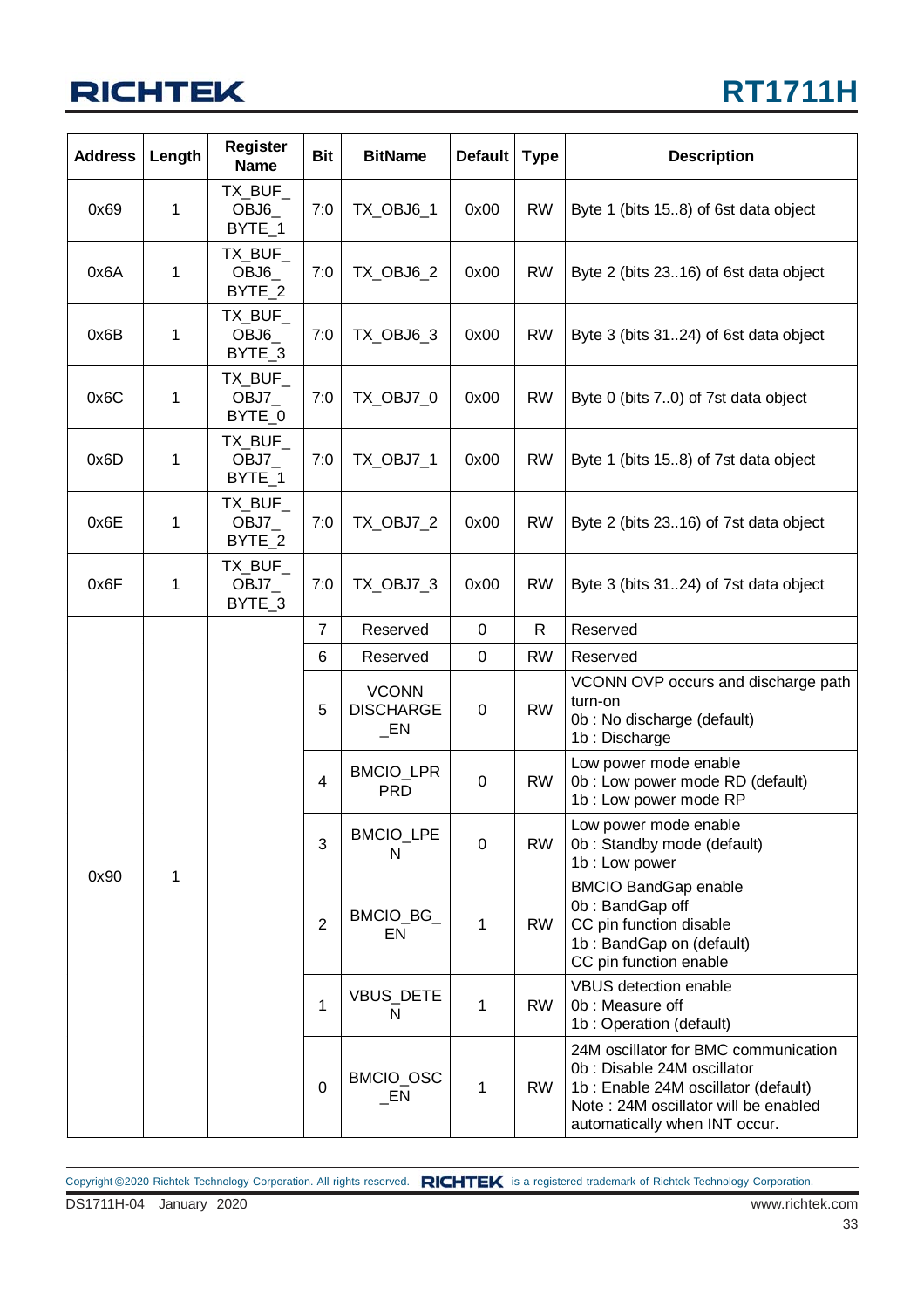| Address | Length | Register Name | Bit | BitName | Default | Type | Description |
|---|---|---|---|---|---|---|---|
| 0x69 | 1 | TX_BUF_OBJ6_BYTE_1 | 7:0 | TX_OBJ6_1 | 0x00 | RW | Byte 1 (bits 15..8) of 6st data object |
| 0x6A | 1 | TX_BUF_OBJ6_BYTE_2 | 7:0 | TX_OBJ6_2 | 0x00 | RW | Byte 2 (bits 23..16) of 6st data object |
| 0x6B | 1 | TX_BUF_OBJ6_BYTE_3 | 7:0 | TX_OBJ6_3 | 0x00 | RW | Byte 3 (bits 31..24) of 6st data object |
| 0x6C | 1 | TX_BUF_OBJ7_BYTE_0 | 7:0 | TX_OBJ7_0 | 0x00 | RW | Byte 0 (bits 7..0) of 7st data object |
| 0x6D | 1 | TX_BUF_OBJ7_BYTE_1 | 7:0 | TX_OBJ7_1 | 0x00 | RW | Byte 1 (bits 15..8) of 7st data object |
| 0x6E | 1 | TX_BUF_OBJ7_BYTE_2 | 7:0 | TX_OBJ7_2 | 0x00 | RW | Byte 2 (bits 23..16) of 7st data object |
| 0x6F | 1 | TX_BUF_OBJ7_BYTE_3 | 7:0 | TX_OBJ7_3 | 0x00 | RW | Byte 3 (bits 31..24) of 7st data object |
| 0x90 | 1 | | 7 | Reserved | 0 | R | Reserved |
| | | | 6 | Reserved | 0 | RW | Reserved |
| | | | 5 | VCONN DISCHARGE_EN | 0 | RW | VCONN OVP occurs and discharge path turn-on<br>0b : No discharge (default)<br>1b : Discharge |
| | | | 4 | BMCIO_LPRPRD | 0 | RW | Low power mode enable<br>0b : Low power mode RD (default)<br>1b : Low power mode RP |
| | | | 3 | BMCIO_LPEN | 0 | RW | Low power mode enable<br>0b : Standby mode (default)<br>1b : Low power |
| | | | 2 | BMCIO_BG_EN | 1 | RW | BMCIO BandGap enable<br>0b : BandGap off<br>CC pin function disable<br>1b : BandGap on (default)<br>CC pin function enable |
| | | | 1 | VBUS_DETEN | 1 | RW | VBUS detection enable<br>0b : Measure off<br>1b : Operation (default) |
| | | | 0 | BMCIO_OSC_EN | 1 | RW | 24M oscillator for BMC communication<br>0b : Disable 24M oscillator<br>1b : Enable 24M oscillator (default)<br>Note : 24M oscillator will be enabled automatically when INT occur. |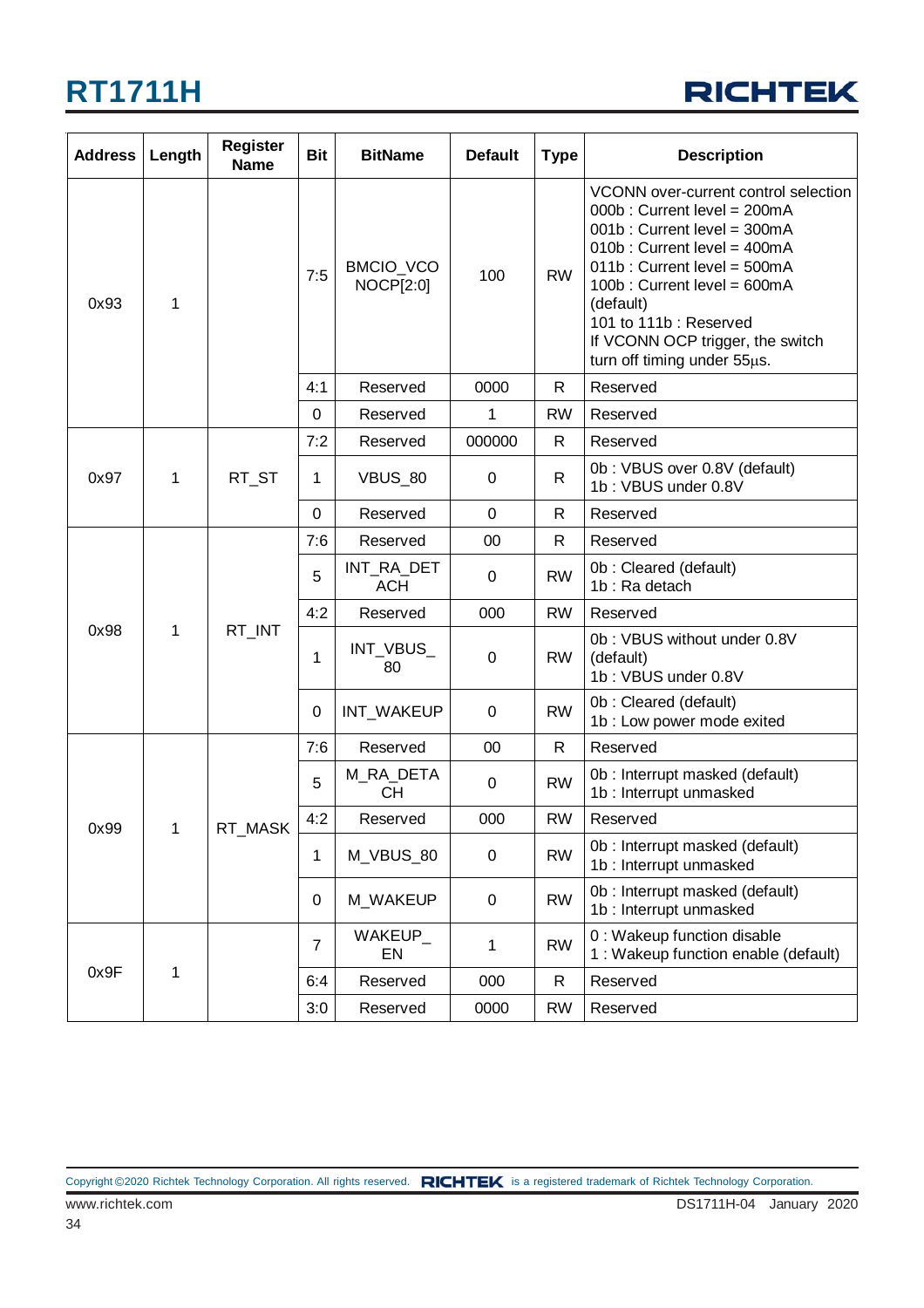| Address | Length | Register Name | Bit | BitName | Default | Type | Description |
|---|---|---|---|---|---|---|---|
| 0x93 | 1 | | 7:5 | BMCIO_VCONOCP[2:0] | 100 | RW | VCONN over-current control selection<br>000b : Current level = 200mA<br>001b : Current level = 300mA<br>010b : Current level = 400mA<br>011b : Current level = 500mA<br>100b : Current level = 600mA (default)<br>101 to 111b : Reserved<br>If VCONN OCP trigger, the switch turn off timing under 55μs. |
| | | | 4:1 | Reserved | 0000 | R | Reserved |
| | | | 0 | Reserved | 1 | RW | Reserved |
| 0x97 | 1 | RT_ST | 7:2 | Reserved | 000000 | R | Reserved |
| | | | 1 | VBUS_80 | 0 | R | 0b : VBUS over 0.8V (default)<br>1b : VBUS under 0.8V |
| | | | 0 | Reserved | 0 | R | Reserved |
| 0x98 | 1 | RT_INT | 7:6 | Reserved | 00 | R | Reserved |
| | | | 5 | INT_RA_DETACH | 0 | RW | 0b : Cleared (default)<br>1b : Ra detach |
| | | | 4:2 | Reserved | 000 | RW | Reserved |
| | | | 1 | INT_VBUS_80 | 0 | RW | 0b : VBUS without under 0.8V (default)<br>1b : VBUS under 0.8V |
| | | | 0 | INT_WAKEUP | 0 | RW | 0b : Cleared (default)<br>1b : Low power mode exited |
| 0x99 | 1 | RT_MASK | 7:6 | Reserved | 00 | R | Reserved |
| | | | 5 | M_RA_DETACH | 0 | RW | 0b : Interrupt masked (default)<br>1b : Interrupt unmasked |
| | | | 4:2 | Reserved | 000 | RW | Reserved |
| | | | 1 | M_VBUS_80 | 0 | RW | 0b : Interrupt masked (default)<br>1b : Interrupt unmasked |
| | | | 0 | M_WAKEUP | 0 | RW | 0b : Interrupt masked (default)<br>1b : Interrupt unmasked |
| 0x9F | 1 | | 7 | WAKEUP_EN | 1 | RW | 0 : Wakeup function disable<br>1 : Wakeup function enable (default) |
| | | | 6:4 | Reserved | 000 | R | Reserved |
| | | | 3:0 | Reserved | 0000 | RW | Reserved |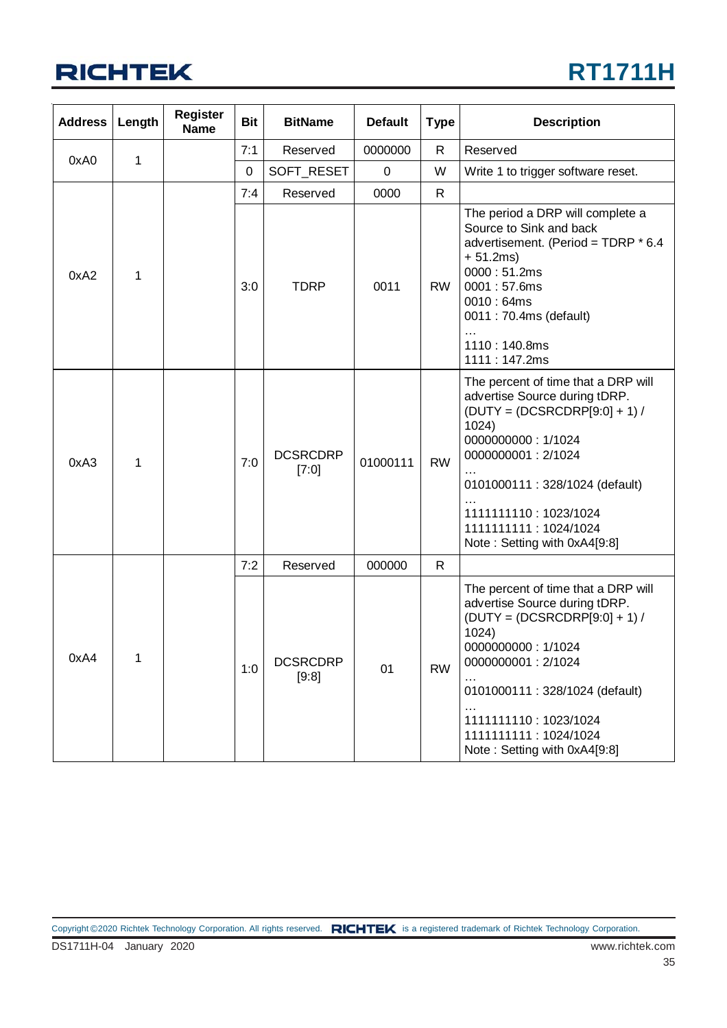| Address | Length | Register Name | Bit | BitName | Default | Type | Description |
|---|---|---|---|---|---|---|---|
| 0xA0 | 1 | | 7:1 | Reserved | 0000000 | R | Reserved |
| | | | 0 | SOFT_RESET | 0 | W | Write 1 to trigger software reset. |
| 0xA2 | 1 | | 7:4 | Reserved | 0000 | R | |
| | | | 3:0 | TDRP | 0011 | RW | The period a DRP will complete a Source to Sink and back advertisement. (Period = TDRP * 6.4 + 51.2ms)<br>0000 : 51.2ms<br>0001 : 57.6ms<br>0010 : 64ms<br>0011 : 70.4ms (default)<br>…<br>1110 : 140.8ms<br>1111 : 147.2ms |
| 0xA3 | 1 | | 7:0 | DCSRCDRP [7:0] | 01000111 | RW | The percent of time that a DRP will advertise Source during tDRP. (DUTY = (DCSRCDRP[9:0] + 1) / 1024)<br>0000000000 : 1/1024<br>0000000001 : 2/1024<br>…<br>0101000111 : 328/1024 (default)<br>…<br>1111111110 : 1023/1024<br>1111111111 : 1024/1024<br>Note : Setting with 0xA4[9:8] |
| 0xA4 | 1 | | 7:2 | Reserved | 000000 | R | |
| | | | 1:0 | DCSRCDRP [9:8] | 01 | RW | The percent of time that a DRP will advertise Source during tDRP. (DUTY = (DCSRCDRP[9:0] + 1) / 1024)<br>0000000000 : 1/1024<br>0000000001 : 2/1024<br>…<br>0101000111 : 328/1024 (default)<br>…<br>1111111110 : 1023/1024<br>1111111111 : 1024/1024<br>Note : Setting with 0xA4[9:8] |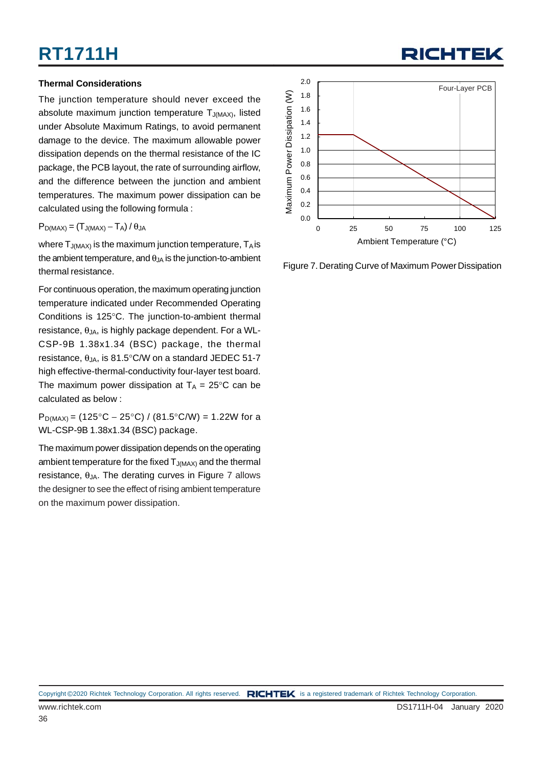### Thermal Considerations

The junction temperature should never exceed the absolute maximum junction temperature $T_{J(MAX)}$, listed under Absolute Maximum Ratings, to avoid permanent damage to the device. The maximum allowable power dissipation depends on the thermal resistance of the IC package, the PCB layout, the rate of surrounding airflow, and the difference between the junction and ambient temperatures. The maximum power dissipation can be calculated using the following formula :

$P_{D(MAX)} = (T_{J(MAX)} - T_A) / \theta_{JA}$

where $T_{J(MAX)}$ is the maximum junction temperature, $T_A$ is the ambient temperature, and $\theta_{JA}$ is the junction-to-ambient thermal resistance.

For continuous operation, the maximum operating junction temperature indicated under Recommended Operating Conditions is 125°C. The junction-to-ambient thermal resistance, $\theta_{JA}$, is highly package dependent. For a WL-CSP-9B 1.38x1.34 (BSC) package, the thermal resistance, $\theta_{JA}$, is 81.5°C/W on a standard JEDEC 51-7 high effective-thermal-conductivity four-layer test board. The maximum power dissipation at $T_A$ = 25°C can be calculated as below :

$P_{D(MAX)}$ = (125°C − 25°C) / (81.5°C/W) = 1.22W for a WL-CSP-9B 1.38x1.34 (BSC) package.

The maximum power dissipation depends on the operating ambient temperature for the fixed $T_{J(MAX)}$ and the thermal resistance, $\theta_{JA}$. The derating curves in Figure 7 allows the designer to see the effect of rising ambient temperature on the maximum power dissipation.

Figure 7. Derating Curve of Maximum Power Dissipation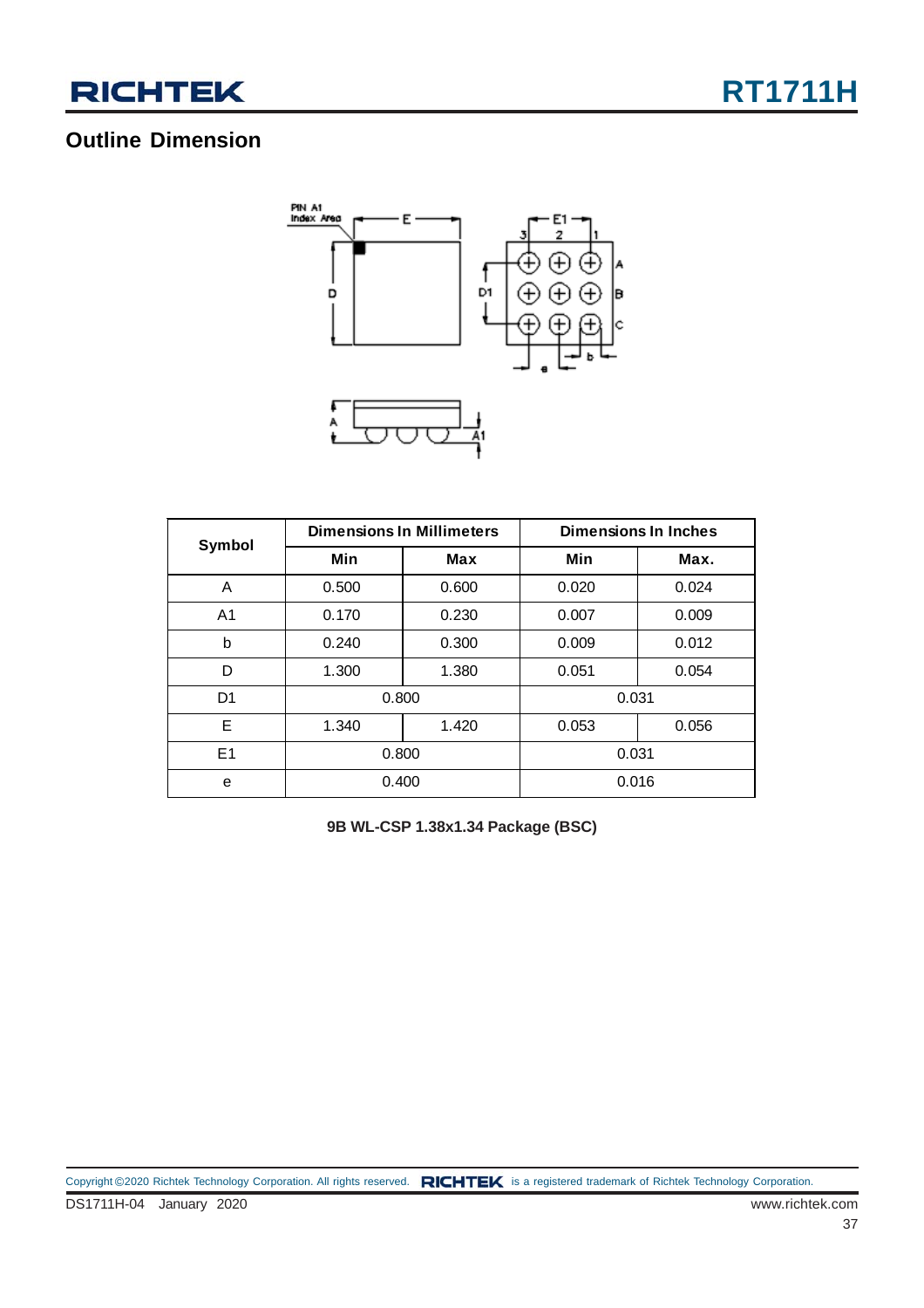## Outline Dimension

| Symbol | Dimensions In Millimeters | | Dimensions In Inches | |
|---|---|---|---|---|
| | Min | Max | Min | Max. |
| A | 0.500 | 0.600 | 0.020 | 0.024 |
| A1 | 0.170 | 0.230 | 0.007 | 0.009 |
| b | 0.240 | 0.300 | 0.009 | 0.012 |
| D | 1.300 | 1.380 | 0.051 | 0.054 |
| D1 | 0.800 | | 0.031 | |
| E | 1.340 | 1.420 | 0.053 | 0.056 |
| E1 | 0.800 | | 0.031 | |
| e | 0.400 | | 0.016 | |

**9B WL-CSP 1.38x1.34 Package (BSC)**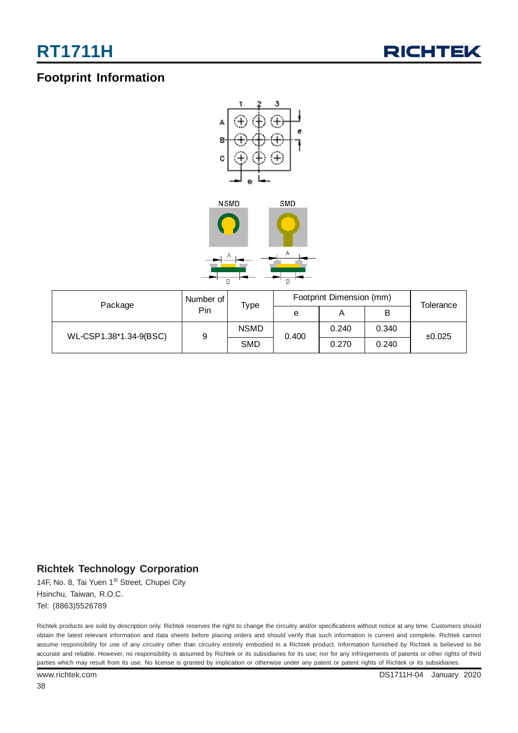## Footprint Information

1 2 3

A

B

C

e

e

NSMD SMD

A A

B B

| Package | Number of Pin | Type | Footprint Dimension (mm) | | | Tolerance |
|---|---|---|---|---|---|---|
| | | | e | A | B | |
| WL-CSP1.38*1.34-9(BSC) | 9 | NSMD | 0.400 | 0.240 | 0.340 | ±0.025 |
| | | SMD | | 0.270 | 0.240 | |

**Richtek Technology Corporation**

14F, No. 8, Tai Yuen 1st Street, Chupei City

Hsinchu, Taiwan, R.O.C.

Tel: (8863)5526789

Richtek products are sold by description only. Richtek reserves the right to change the circuitry and/or specifications without notice at any time. Customers should obtain the latest relevant information and data sheets before placing orders and should verify that such information is current and complete. Richtek cannot assume responsibility for use of any circuitry other than circuitry entirely embodied in a Richtek product. Information furnished by Richtek is believed to be accurate and reliable. However, no responsibility is assumed by Richtek or its subsidiaries for its use; nor for any infringements of patents or other rights of third parties which may result from its use. No license is granted by implication or otherwise under any patent or patent rights of Richtek or its subsidiaries.